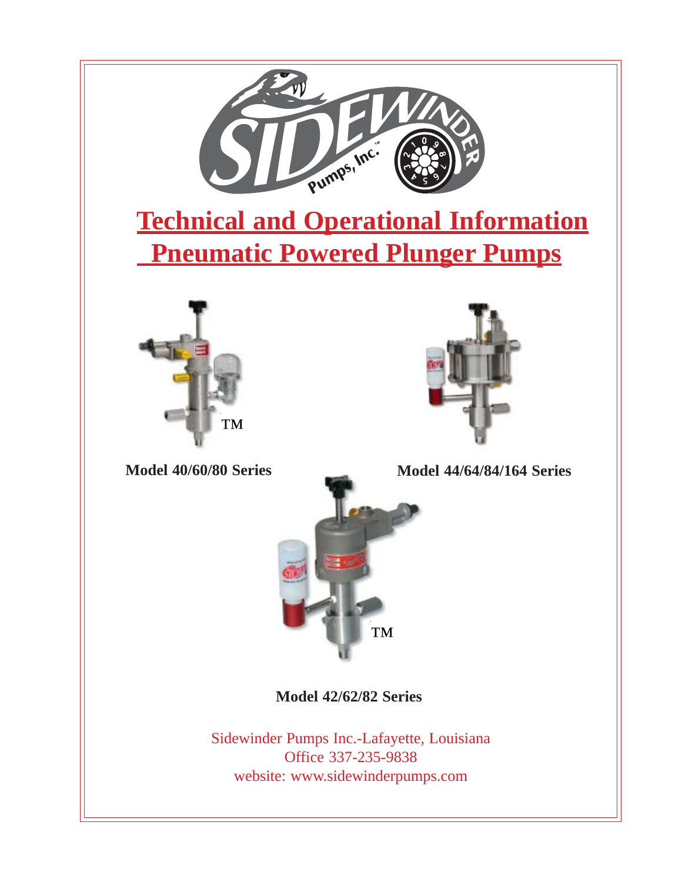# Technical and Operational Information
# Pneumatic Powered Plunger Pumps

TM

**Model 40/60/80 Series**

**Model 44/64/84/164 Series**

TM

**Model 42/62/82 Series**

Sidewinder Pumps Inc.-Lafayette, Louisiana
Office 337-235-9838
website: www.sidewinderpumps.com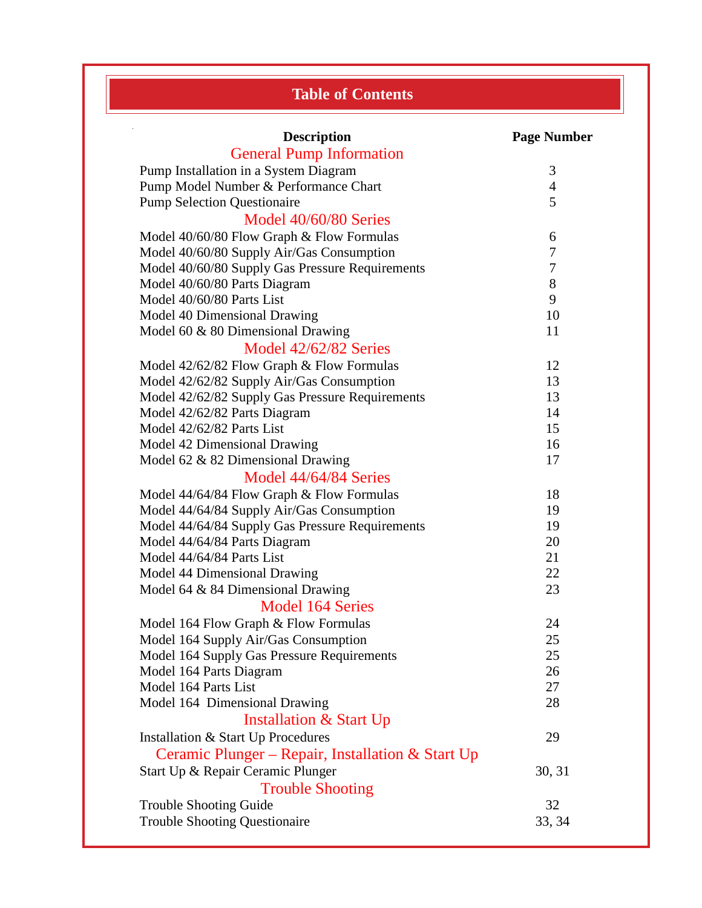# Table of Contents

| Description | Page Number |
|---|---|
| **General Pump Information** | |
| Pump Installation in a System Diagram | 3 |
| Pump Model Number & Performance Chart | 4 |
| Pump Selection Questionaire | 5 |
| **Model 40/60/80 Series** | |
| Model 40/60/80 Flow Graph & Flow Formulas | 6 |
| Model 40/60/80 Supply Air/Gas Consumption | 7 |
| Model 40/60/80 Supply Gas Pressure Requirements | 7 |
| Model 40/60/80 Parts Diagram | 8 |
| Model 40/60/80 Parts List | 9 |
| Model 40 Dimensional Drawing | 10 |
| Model 60 & 80 Dimensional Drawing | 11 |
| **Model 42/62/82 Series** | |
| Model 42/62/82 Flow Graph & Flow Formulas | 12 |
| Model 42/62/82 Supply Air/Gas Consumption | 13 |
| Model 42/62/82 Supply Gas Pressure Requirements | 13 |
| Model 42/62/82 Parts Diagram | 14 |
| Model 42/62/82 Parts List | 15 |
| Model 42 Dimensional Drawing | 16 |
| Model 62 & 82 Dimensional Drawing | 17 |
| **Model 44/64/84 Series** | |
| Model 44/64/84 Flow Graph & Flow Formulas | 18 |
| Model 44/64/84 Supply Air/Gas Consumption | 19 |
| Model 44/64/84 Supply Gas Pressure Requirements | 19 |
| Model 44/64/84 Parts Diagram | 20 |
| Model 44/64/84 Parts List | 21 |
| Model 44 Dimensional Drawing | 22 |
| Model 64 & 84 Dimensional Drawing | 23 |
| **Model 164 Series** | |
| Model 164 Flow Graph & Flow Formulas | 24 |
| Model 164 Supply Air/Gas Consumption | 25 |
| Model 164 Supply Gas Pressure Requirements | 25 |
| Model 164 Parts Diagram | 26 |
| Model 164 Parts List | 27 |
| Model 164 Dimensional Drawing | 28 |
| **Installation & Start Up** | |
| Installation & Start Up Procedures | 29 |
| **Ceramic Plunger – Repair, Installation & Start Up** | |
| Start Up & Repair Ceramic Plunger | 30, 31 |
| **Trouble Shooting** | |
| Trouble Shooting Guide | 32 |
| Trouble Shooting Questionaire | 33, 34 |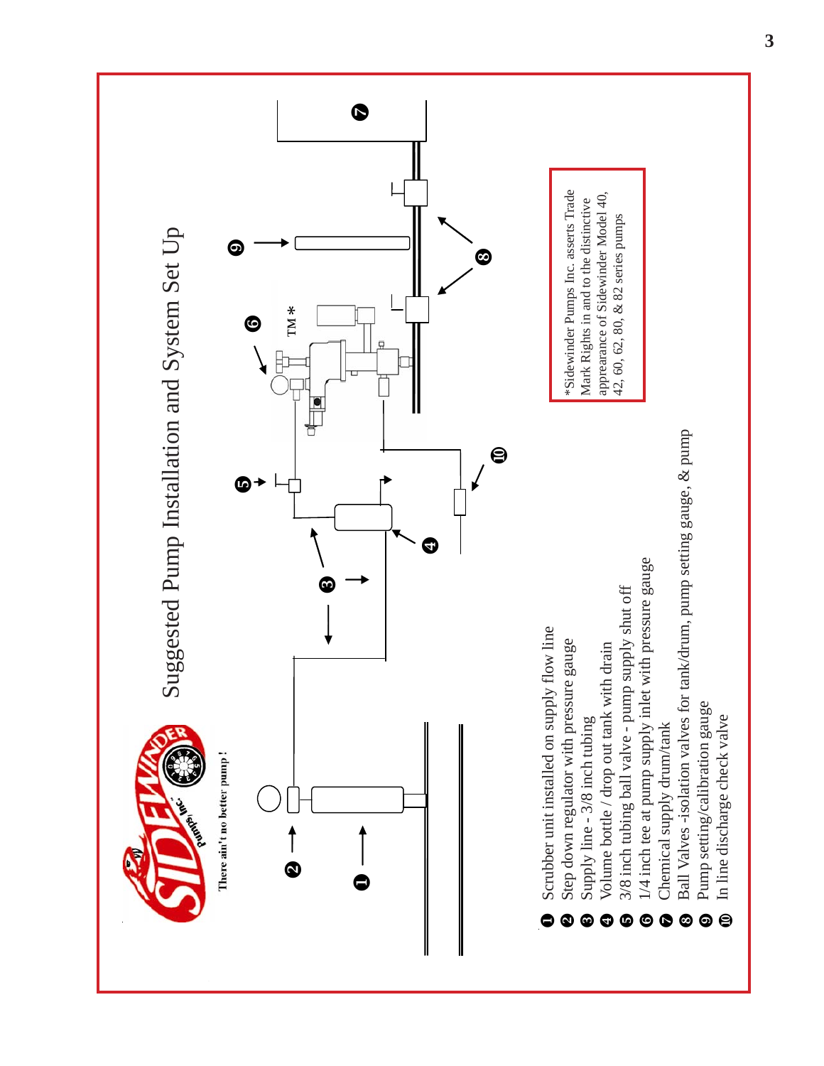# Suggested Pump Installation and System Set Up

There ain't no better pump!

TM*

1. Scrubber unit installed on supply flow line
2. Step down regulator with pressure gauge
3. Supply line - 3/8 inch tubing
4. Volume bottle / drop out tank with drain
5. 3/8 inch tubing ball valve - pump supply shut off
6. 1/4 inch tee at pump supply inlet with pressure gauge
7. Chemical supply drum/tank
8. Ball Valves -isolation valves for tank/drum, pump setting gauge, & pump
9. Pump setting/calibration gauge
10. In line discharge check valve

*Sidewinder Pumps Inc. asserts Trade Mark Rights in and to the distinctive appearance of Sidewinder Model 40, 42, 60, 62, 80, & 82 series pumps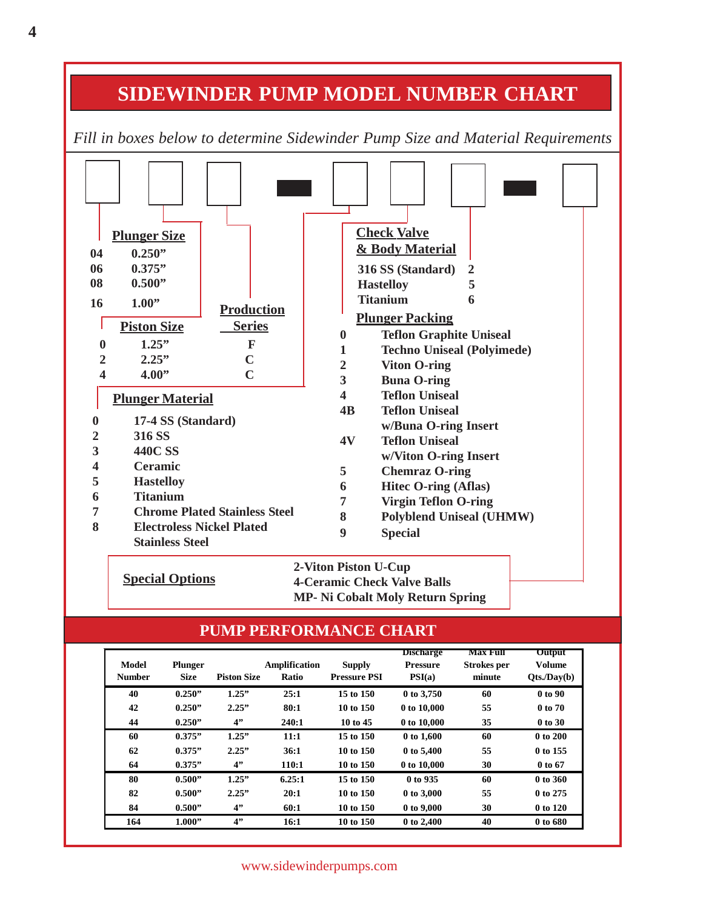# SIDEWINDER PUMP MODEL NUMBER CHART

*Fill in boxes below to determine Sidewinder Pump Size and Material Requirements*

**Plunger Size**

| | |
|---|---|
| 04 | 0.250” |
| 06 | 0.375” |
| 08 | 0.500” |
| 16 | 1.00” |

**Piston Size** / **Production Series**

| | Piston Size | Production Series |
|---|---|---|
| 0 | 1.25” | F |
| 2 | 2.25” | C |
| 4 | 4.00” | C |

**Plunger Material**

| | |
|---|---|
| 0 | 17-4 SS (Standard) |
| 2 | 316 SS |
| 3 | 440C SS |
| 4 | Ceramic |
| 5 | Hastelloy |
| 6 | Titanium |
| 7 | Chrome Plated Stainless Steel |
| 8 | Electroless Nickel Plated Stainless Steel |

**Check Valve & Body Material**

| | |
|---|---|
| 316 SS (Standard) | 2 |
| Hastelloy | 5 |
| Titanium | 6 |

**Plunger Packing**

| | |
|---|---|
| 0 | Teflon Graphite Uniseal |
| 1 | Techno Uniseal (Polyimede) |
| 2 | Viton O-ring |
| 3 | Buna O-ring |
| 4 | Teflon Uniseal |
| 4B | Teflon Uniseal w/Buna O-ring Insert |
| 4V | Teflon Uniseal w/Viton O-ring Insert |
| 5 | Chemraz O-ring |
| 6 | Hitec O-ring (Aflas) |
| 7 | Virgin Teflon O-ring |
| 8 | Polyblend Uniseal (UHMW) |
| 9 | Special |

**Special Options**

- 2-Viton Piston U-Cup
- 4-Ceramic Check Valve Balls
- MP- Ni Cobalt Moly Return Spring

# PUMP PERFORMANCE CHART

| Model Number | Plunger Size | Piston Size | Amplification Ratio | Supply Pressure PSI | Discharge Pressure PSI(a) | Max Full Strokes per minute | Output Volume Qts./Day(b) |
|---|---|---|---|---|---|---|---|
| 40 | 0.250” | 1.25” | 25:1 | 15 to 150 | 0 to 3,750 | 60 | 0 to 90 |
| 42 | 0.250” | 2.25” | 80:1 | 10 to 150 | 0 to 10,000 | 55 | 0 to 70 |
| 44 | 0.250” | 4” | 240:1 | 10 to 45 | 0 to 10,000 | 35 | 0 to 30 |
| 60 | 0.375” | 1.25” | 11:1 | 15 to 150 | 0 to 1,600 | 60 | 0 to 200 |
| 62 | 0.375” | 2.25” | 36:1 | 10 to 150 | 0 to 5,400 | 55 | 0 to 155 |
| 64 | 0.375” | 4” | 110:1 | 10 to 150 | 0 to 10,000 | 30 | 0 to 67 |
| 80 | 0.500” | 1.25” | 6.25:1 | 15 to 150 | 0 to 935 | 60 | 0 to 360 |
| 82 | 0.500” | 2.25” | 20:1 | 10 to 150 | 0 to 3,000 | 55 | 0 to 275 |
| 84 | 0.500” | 4” | 60:1 | 10 to 150 | 0 to 9,000 | 30 | 0 to 120 |
| 164 | 1.000” | 4” | 16:1 | 10 to 150 | 0 to 2,400 | 40 | 0 to 680 |

www.sidewinderpumps.com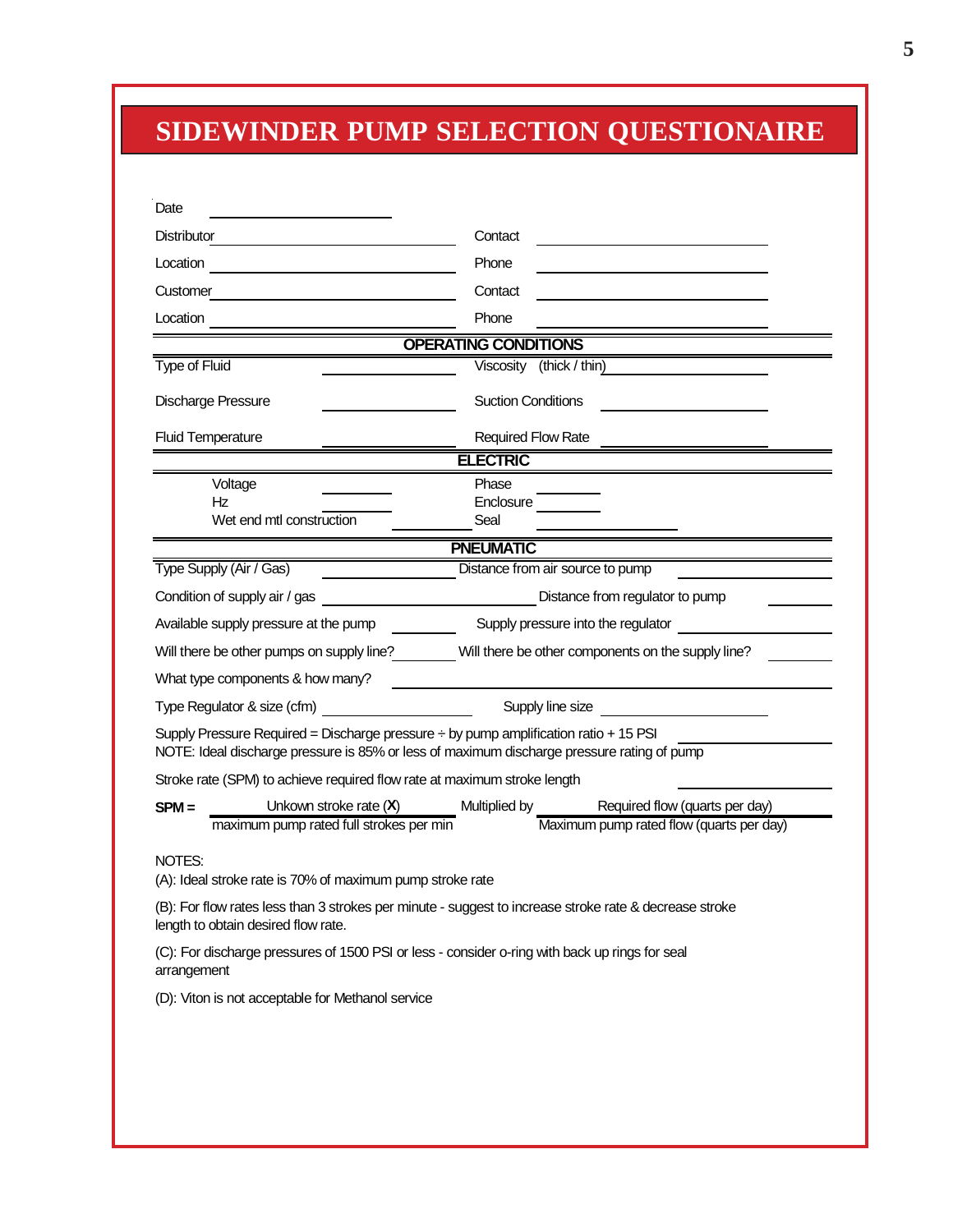# SIDEWINDER PUMP SELECTION QUESTIONAIRE

Date ____________________

Distributor ____________________ Contact ____________________

Location ____________________ Phone ____________________

Customer ____________________ Contact ____________________

Location ____________________ Phone ____________________

## OPERATING CONDITIONS

Type of Fluid ____________ Viscosity (thick / thin) ____________

Discharge Pressure ____________ Suction Conditions ____________

Fluid Temperature ____________ Required Flow Rate ____________

## ELECTRIC

Voltage ________ Phase ________

Hz ________ Enclosure ________

Wet end mtl construction ________ Seal ____________

## PNEUMATIC

Type Supply (Air / Gas) ____________ Distance from air source to pump ____________

Condition of supply air / gas ____________________ Distance from regulator to pump ________

Available supply pressure at the pump ________ Supply pressure into the regulator ____________

Will there be other pumps on supply line? ________ Will there be other components on the supply line? ________

What type components & how many? ______________________________

Type Regulator & size (cfm) ____________ Supply line size ____________

Supply Pressure Required = Discharge pressure ÷ by pump amplification ratio + 15 PSI ____________
NOTE: Ideal discharge pressure is 85% or less of maximum discharge pressure rating of pump

Stroke rate (SPM) to achieve required flow rate at maximum stroke length ____________

$$\textbf{SPM} = \frac{\text{Unkown stroke rate } (\mathbf{X})}{\text{maximum pump rated full strokes per min}} \text{ Multiplied by } \frac{\text{Required flow (quarts per day)}}{\text{Maximum pump rated flow (quarts per day)}}$$

NOTES:

(A): Ideal stroke rate is 70% of maximum pump stroke rate

(B): For flow rates less than 3 strokes per minute - suggest to increase stroke rate & decrease stroke length to obtain desired flow rate.

(C): For discharge pressures of 1500 PSI or less - consider o-ring with back up rings for seal arrangement

(D): Viton is not acceptable for Methanol service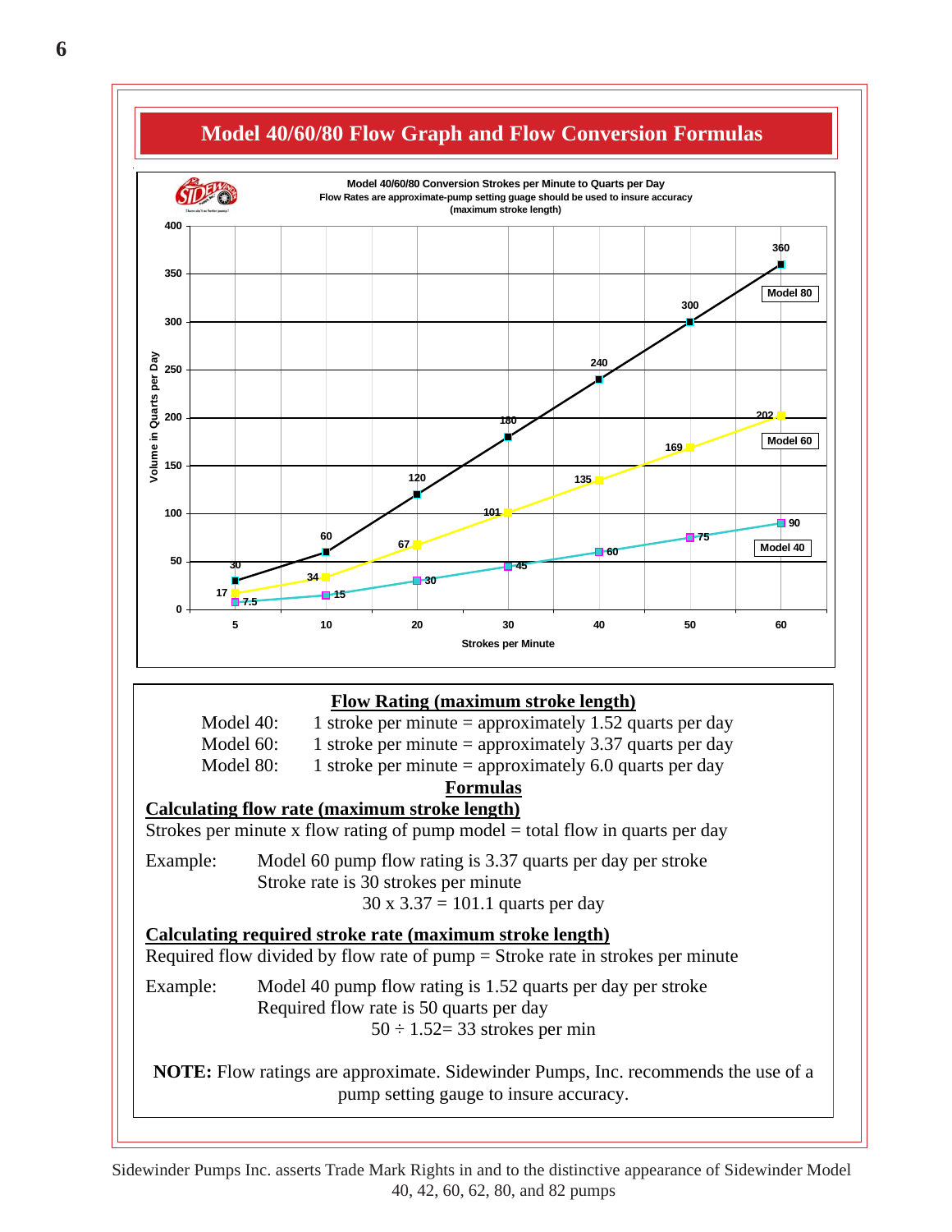# Model 40/60/80 Flow Graph and Flow Conversion Formulas

**Model 40/60/80 Conversion Strokes per Minute to Quarts per Day**
**Flow Rates are approximate-pump setting guage should be used to insure accuracy**
**(maximum stroke length)**

| Strokes per Minute | Model 40 (Quarts per Day) | Model 60 (Quarts per Day) | Model 80 (Quarts per Day) |
|---|---|---|---|
| 5 | 7.5 | 17 | 30 |
| 10 | 15 | 34 | 60 |
| 20 | 30 | 67 | 120 |
| 30 | 45 | 101 | 180 |
| 40 | 60 | 135 | 240 |
| 50 | 75 | 169 | 300 |
| 60 | 90 | 202 | 360 |

## Flow Rating (maximum stroke length)

Model 40: 1 stroke per minute = approximately 1.52 quarts per day
Model 60: 1 stroke per minute = approximately 3.37 quarts per day
Model 80: 1 stroke per minute = approximately 6.0 quarts per day

## Formulas

### Calculating flow rate (maximum stroke length)

Strokes per minute x flow rating of pump model = total flow in quarts per day

Example: Model 60 pump flow rating is 3.37 quarts per day per stroke
Stroke rate is 30 strokes per minute
30 x 3.37 = 101.1 quarts per day

### Calculating required stroke rate (maximum stroke length)

Required flow divided by flow rate of pump = Stroke rate in strokes per minute

Example: Model 40 pump flow rating is 1.52 quarts per day per stroke
Required flow rate is 50 quarts per day
50 ÷ 1.52= 33 strokes per min

**NOTE:** Flow ratings are approximate. Sidewinder Pumps, Inc. recommends the use of a pump setting gauge to insure accuracy.

Sidewinder Pumps Inc. asserts Trade Mark Rights in and to the distinctive appearance of Sidewinder Model 40, 42, 60, 62, 80, and 82 pumps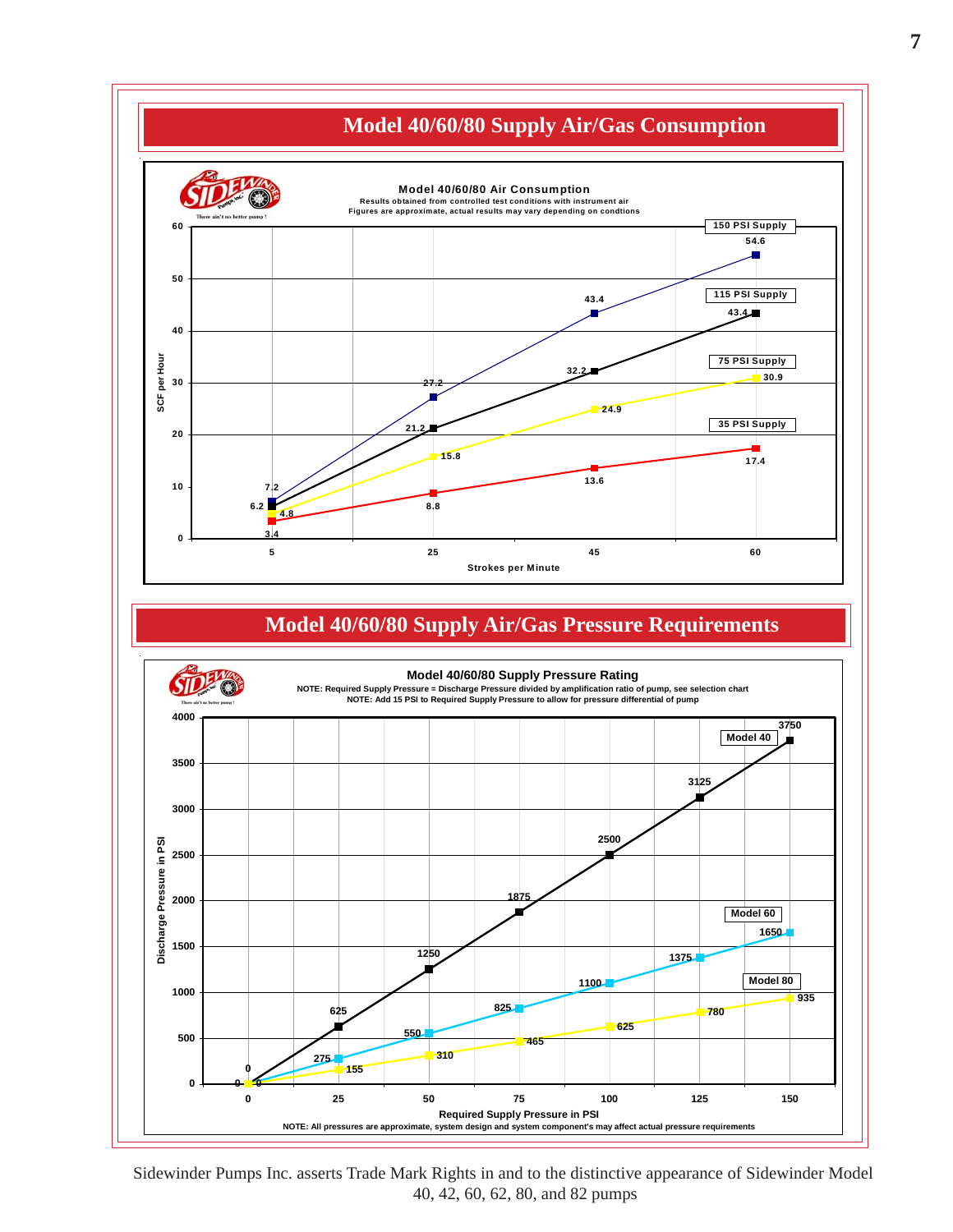## Model 40/60/80 Supply Air/Gas Consumption

**Model 40/60/80 Air Consumption**

Results obtained from controlled test conditions with instrument air
Figures are approximate, actual results may vary depending on condtions

| Strokes per Minute | 35 PSI Supply (SCF per Hour) | 75 PSI Supply (SCF per Hour) | 115 PSI Supply (SCF per Hour) | 150 PSI Supply (SCF per Hour) |
|---|---|---|---|---|
| 5 | 3.4 | 4.8 | 6.2 | 7.2 |
| 25 | 8.8 | 15.8 | 21.2 | 27.2 |
| 45 | 13.6 | 24.9 | 32.2 | 43.4 |
| 60 | 17.4 | 30.9 | 43.4 | 54.6 |

## Model 40/60/80 Supply Air/Gas Pressure Requirements

**Model 40/60/80 Supply Pressure Rating**

NOTE: Required Supply Pressure = Discharge Pressure divided by amplification ratio of pump, see selection chart
NOTE: Add 15 PSI to Required Supply Pressure to allow for pressure differential of pump

| Required Supply Pressure in PSI | Model 40 Discharge Pressure in PSI | Model 60 Discharge Pressure in PSI | Model 80 Discharge Pressure in PSI |
|---|---|---|---|
| 0 | 0 | 0 | 0 |
| 25 | 625 | 275 | 155 |
| 50 | 1250 | 550 | 310 |
| 75 | 1875 | 825 | 465 |
| 100 | 2500 | 1100 | 625 |
| 125 | 3125 | 1375 | 780 |
| 150 | 3750 | 1650 | 935 |

NOTE: All pressures are approximate, system design and system component's may affect actual pressure requirements

Sidewinder Pumps Inc. asserts Trade Mark Rights in and to the distinctive appearance of Sidewinder Model 40, 42, 60, 62, 80, and 82 pumps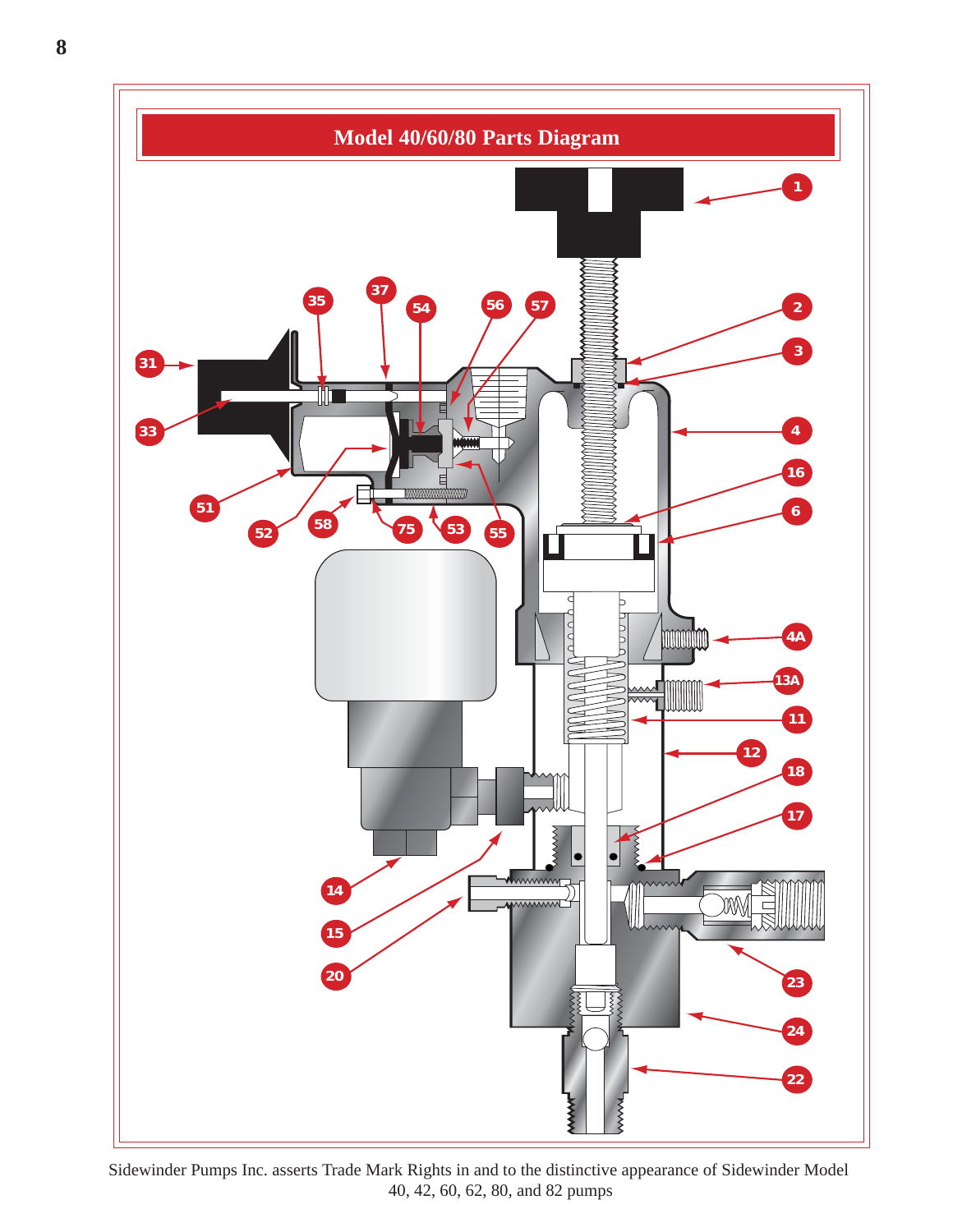## Model 40/60/80 Parts Diagram

Sidewinder Pumps Inc. asserts Trade Mark Rights in and to the distinctive appearance of Sidewinder Model 40, 42, 60, 62, 80, and 82 pumps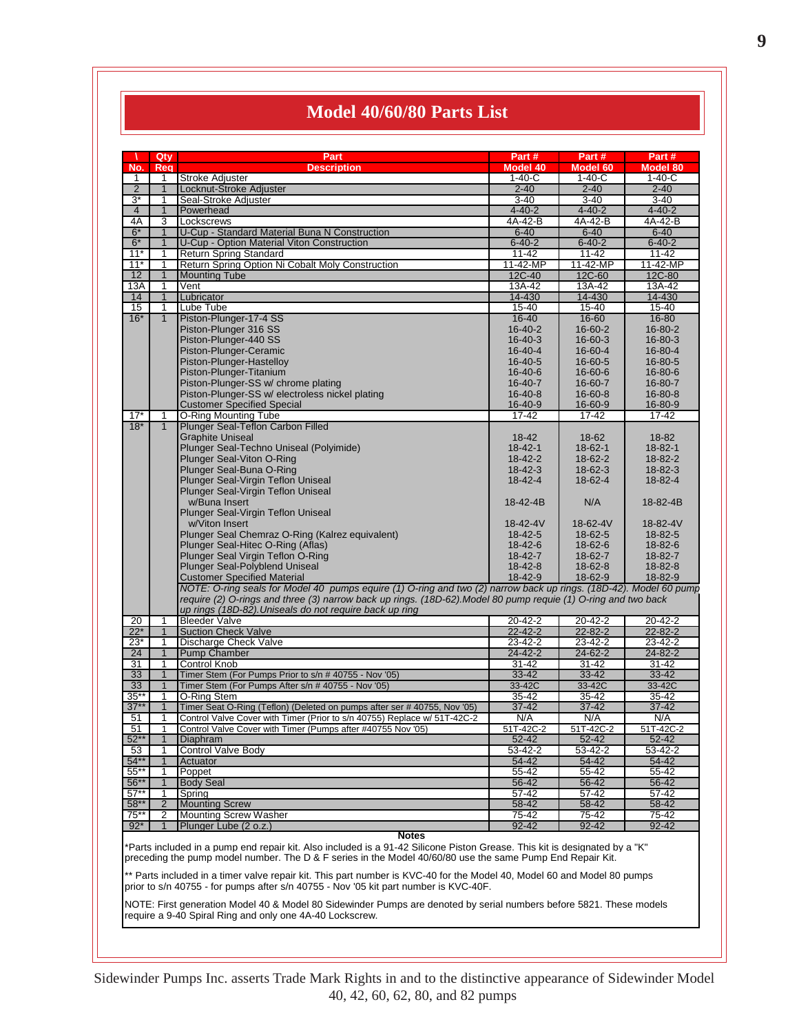# Model 40/60/80 Parts List

| \ No. | Qty Req | Part Description | Part # Model 40 | Part # Model 60 | Part # Model 80 |
|---|---|---|---|---|---|
| 1 | 1 | Stroke Adjuster | 1-40-C | 1-40-C | 1-40-C |
| 2 | 1 | Locknut-Stroke Adjuster | 2-40 | 2-40 | 2-40 |
| 3* | 1 | Seal-Stroke Adjuster | 3-40 | 3-40 | 3-40 |
| 4 | 1 | Powerhead | 4-40-2 | 4-40-2 | 4-40-2 |
| 4A | 3 | Lockscrews | 4A-42-B | 4A-42-B | 4A-42-B |
| 6* | 1 | U-Cup - Standard Material Buna N Construction | 6-40 | 6-40 | 6-40 |
| 6* | 1 | U-Cup - Option Material Viton Construction | 6-40-2 | 6-40-2 | 6-40-2 |
| 11* | 1 | Return Spring Standard | 11-42 | 11-42 | 11-42 |
| 11* | 1 | Return Spring Option Ni Cobalt Moly Construction | 11-42-MP | 11-42-MP | 11-42-MP |
| 12 | 1 | Mounting Tube | 12C-40 | 12C-60 | 12C-80 |
| 13A | 1 | Vent | 13A-42 | 13A-42 | 13A-42 |
| 14 | 1 | Lubricator | 14-430 | 14-430 | 14-430 |
| 15 | 1 | Lube Tube | 15-40 | 15-40 | 15-40 |
| 16* | 1 | Piston-Plunger-17-4 SS | 16-40 | 16-60 | 16-80 |
| | | Piston-Plunger 316 SS | 16-40-2 | 16-60-2 | 16-80-2 |
| | | Piston-Plunger-440 SS | 16-40-3 | 16-60-3 | 16-80-3 |
| | | Piston-Plunger-Ceramic | 16-40-4 | 16-60-4 | 16-80-4 |
| | | Piston-Plunger-Hastelloy | 16-40-5 | 16-60-5 | 16-80-5 |
| | | Piston-Plunger-Titanium | 16-40-6 | 16-60-6 | 16-80-6 |
| | | Piston-Plunger-SS w/ chrome plating | 16-40-7 | 16-60-7 | 16-80-7 |
| | | Piston-Plunger-SS w/ electroless nickel plating | 16-40-8 | 16-60-8 | 16-80-8 |
| | | Customer Specified Special | 16-40-9 | 16-60-9 | 16-80-9 |
| 17* | 1 | O-Ring Mounting Tube | 17-42 | 17-42 | 17-42 |
| 18* | 1 | Plunger Seal-Teflon Carbon Filled Graphite Uniseal | 18-42 | 18-62 | 18-82 |
| | | Plunger Seal-Techno Uniseal (Polyimide) | 18-42-1 | 18-62-1 | 18-82-1 |
| | | Plunger Seal-Viton O-Ring | 18-42-2 | 18-62-2 | 18-82-2 |
| | | Plunger Seal-Buna O-Ring | 18-42-3 | 18-62-3 | 18-82-3 |
| | | Plunger Seal-Virgin Teflon Uniseal | 18-42-4 | 18-62-4 | 18-82-4 |
| | | Plunger Seal-Virgin Teflon Uniseal w/Buna Insert | 18-42-4B | N/A | 18-82-4B |
| | | Plunger Seal-Virgin Teflon Uniseal w/Viton Insert | 18-42-4V | 18-62-4V | 18-82-4V |
| | | Plunger Seal Chemraz O-Ring (Kalrez equivalent) | 18-42-5 | 18-62-5 | 18-82-5 |
| | | Plunger Seal-Hitec O-Ring (Aflas) | 18-42-6 | 18-62-6 | 18-82-6 |
| | | Plunger Seal Virgin Teflon O-Ring | 18-42-7 | 18-62-7 | 18-82-7 |
| | | Plunger Seal-Polyblend Uniseal | 18-42-8 | 18-62-8 | 18-82-8 |
| | | Customer Specified Material | 18-42-9 | 18-62-9 | 18-82-9 |
| | | *NOTE: O-ring seals for Model 40 pumps equire (1) O-ring and two (2) narrow back up rings. (18D-42). Model 60 pump require (2) O-rings and three (3) narrow back up rings. (18D-62).Model 80 pump requie (1) O-ring and two back up rings (18D-82).Uniseals do not require back up ring* | | | |
| 20 | 1 | Bleeder Valve | 20-42-2 | 20-42-2 | 20-42-2 |
| 22* | 1 | Suction Check Valve | 22-42-2 | 22-82-2 | 22-82-2 |
| 23* | 1 | Discharge Check Valve | 23-42-2 | 23-42-2 | 23-42-2 |
| 24 | 1 | Pump Chamber | 24-42-2 | 24-62-2 | 24-82-2 |
| 31 | 1 | Control Knob | 31-42 | 31-42 | 31-42 |
| 33 | 1 | Timer Stem (For Pumps Prior to s/n # 40755 - Nov '05) | 33-42 | 33-42 | 33-42 |
| 33 | 1 | Timer Stem (For Pumps After s/n # 40755 - Nov '05) | 33-42C | 33-42C | 33-42C |
| 35** | 1 | O-Ring Stem | 35-42 | 35-42 | 35-42 |
| 37** | 1 | Timer Seat O-Ring (Teflon) (Deleted on pumps after ser # 40755, Nov '05) | 37-42 | 37-42 | 37-42 |
| 51 | 1 | Control Valve Cover with Timer (Prior to s/n 40755) Replace w/ 51T-42C-2 | N/A | N/A | N/A |
| 51 | 1 | Control Valve Cover with Timer (Pumps after #40755 Nov '05) | 51T-42C-2 | 51T-42C-2 | 51T-42C-2 |
| 52** | 1 | Diaphram | 52-42 | 52-42 | 52-42 |
| 53 | 1 | Control Valve Body | 53-42-2 | 53-42-2 | 53-42-2 |
| 54** | 1 | Actuator | 54-42 | 54-42 | 54-42 |
| 55** | 1 | Poppet | 55-42 | 55-42 | 55-42 |
| 56** | 1 | Body Seal | 56-42 | 56-42 | 56-42 |
| 57** | 1 | Spring | 57-42 | 57-42 | 57-42 |
| 58** | 2 | Mounting Screw | 58-42 | 58-42 | 58-42 |
| 75** | 2 | Mounting Screw Washer | 75-42 | 75-42 | 75-42 |
| 92* | 1 | Plunger Lube (2 o.z.) | 92-42 | 92-42 | 92-42 |

**Notes**

*Parts included in a pump end repair kit. Also included is a 91-42 Silicone Piston Grease. This kit is designated by a "K" preceding the pump model number. The D & F series in the Model 40/60/80 use the same Pump End Repair Kit.

** Parts included in a timer valve repair kit. This part number is KVC-40 for the Model 40, Model 60 and Model 80 pumps prior to s/n 40755 - for pumps after s/n 40755 - Nov '05 kit part number is KVC-40F.

NOTE: First generation Model 40 & Model 80 Sidewinder Pumps are denoted by serial numbers before 5821. These models require a 9-40 Spiral Ring and only one 4A-40 Lockscrew.

Sidewinder Pumps Inc. asserts Trade Mark Rights in and to the distinctive appearance of Sidewinder Model 40, 42, 60, 62, 80, and 82 pumps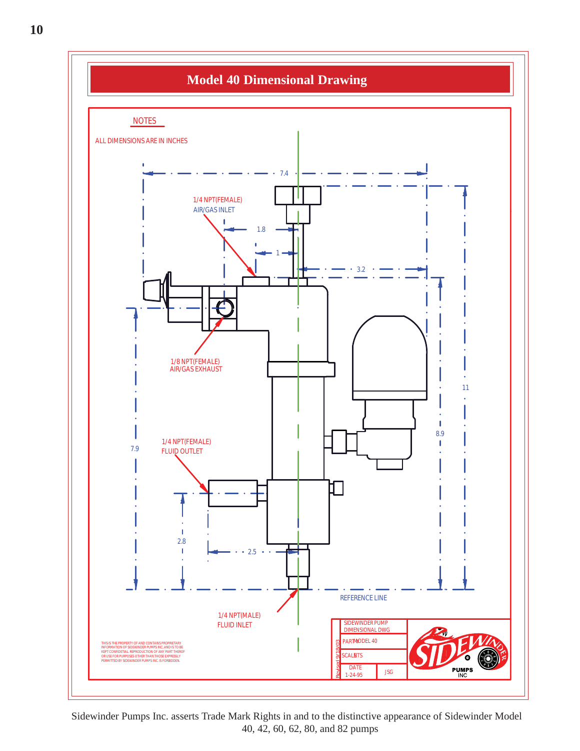## Model 40 Dimensional Drawing

NOTES

ALL DIMENSIONS ARE IN INCHES

7.4

1/4 NPT(FEMALE)
AIR/GAS INLET

1.8

1

3.2

11

8.9

1/8 NPT(FEMALE)
AIR/GAS EXHAUST

7.9

1/4 NPT(FEMALE)
FLUID OUTLET

2.8

2.5

REFERENCE LINE

1/4 NPT(MALE)
FLUID INLET

THIS IS THE PROPERTY OF AND CONTAINS PROPRIETARY INFORMATION OF SIDEWINDER PUMPS INC. AND IS TO BE KEPT CONFIDENTIAL. REPRODUCTION OF ANY PART THEREOF OR USE FOR PURPOSES OTHER THAN THOSE EXPRESSLY PERMITTED BY SIDEWINDER PUMPS INC. IS FORBIDDEN.

| | |
|---|---|
| SIDEWINDER PUMP DIMENSIONAL DWG | |
| PART MODEL 40 | |
| SCALE NTS | |
| DATE 1-24-95 | JSG |

Revised 9/18/03

SIDEWINDER PUMPS INC

Sidewinder Pumps Inc. asserts Trade Mark Rights in and to the distinctive appearance of Sidewinder Model 40, 42, 60, 62, 80, and 82 pumps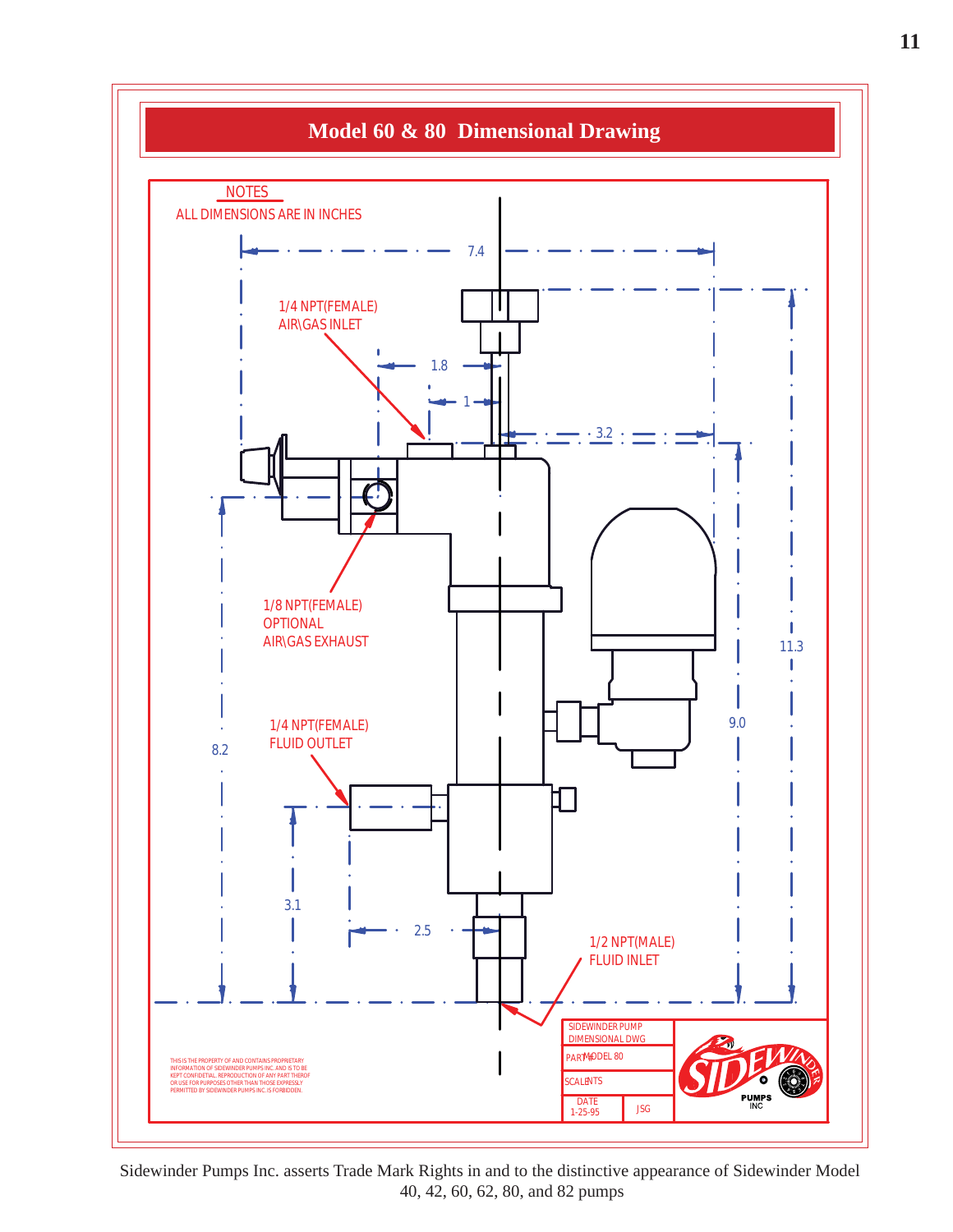# Model 60 & 80 Dimensional Drawing

NOTES

ALL DIMENSIONS ARE IN INCHES

7.4

1/4 NPT(FEMALE)
AIR\GAS INLET

1.8

1

3.2

1/8 NPT(FEMALE)
OPTIONAL
AIR\GAS EXHAUST

11.3

9.0

1/4 NPT(FEMALE)
FLUID OUTLET

8.2

3.1

2.5

1/2 NPT(MALE)
FLUID INLET

THIS IS THE PROPERTY OF AND CONTAINS PROPRIETARY INFORMATION OF SIDEWINDER PUMPS INC. AND IS TO BE KEPT CONFIDENTIAL. REPRODUCTION OF ANY PART THEREOF OR USE FOR PURPOSES OTHER THAN THOSE EXPRESSLY PERMITTED BY SIDEWINDER PUMPS INC. IS FORBIDDEN.

| SIDEWINDER PUMP DIMENSIONAL DWG | |
|---|---|
| PART | MODEL 80 |
| SCALE | NTS |
| DATE 1-25-95 | JSG |

SIDEWINDER PUMPS INC

Sidewinder Pumps Inc. asserts Trade Mark Rights in and to the distinctive appearance of Sidewinder Model 40, 42, 60, 62, 80, and 82 pumps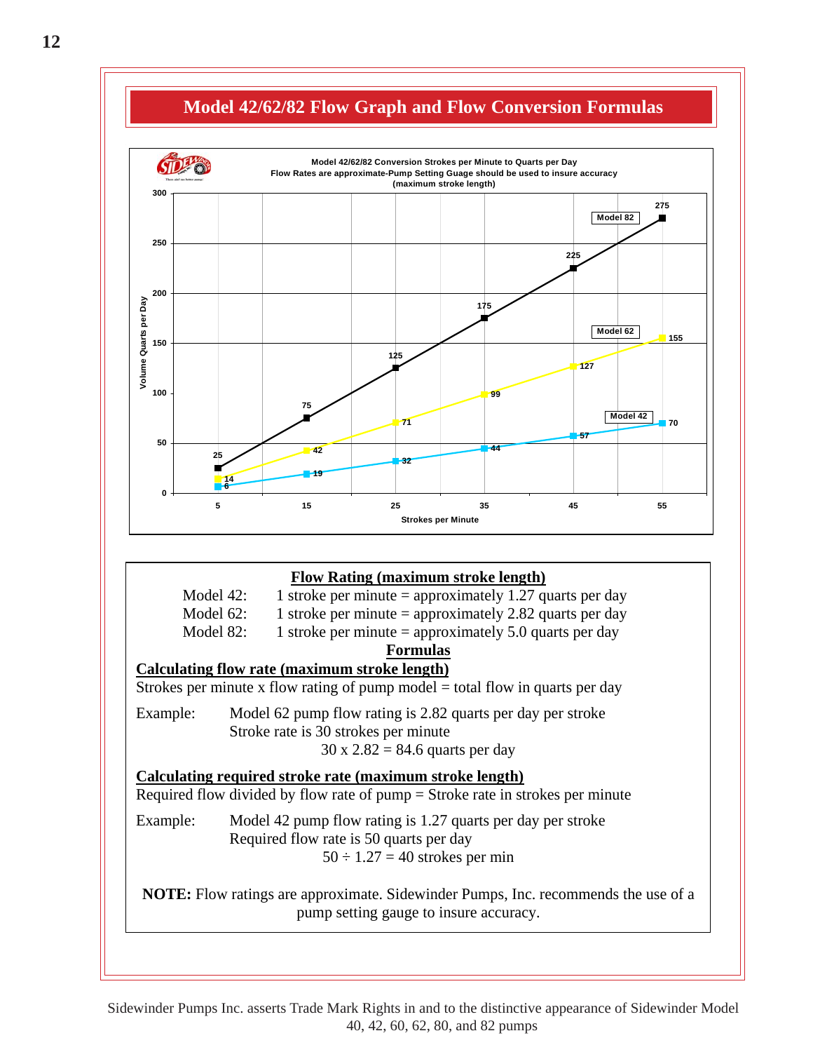## Model 42/62/82 Flow Graph and Flow Conversion Formulas

**Model 42/62/82 Conversion Strokes per Minute to Quarts per Day**
**Flow Rates are approximate-Pump Setting Guage should be used to insure accuracy**
**(maximum stroke length)**

| Strokes per Minute | Model 42 (Quarts per Day) | Model 62 (Quarts per Day) | Model 82 (Quarts per Day) |
|---|---|---|---|
| 5 | 6 | 14 | 25 |
| 15 | 19 | 42 | 75 |
| 25 | 32 | 71 | 125 |
| 35 | 44 | 99 | 175 |
| 45 | 57 | 127 | 225 |
| 55 | 70 | 155 | 275 |

### Flow Rating (maximum stroke length)

Model 42: 1 stroke per minute = approximately 1.27 quarts per day
Model 62: 1 stroke per minute = approximately 2.82 quarts per day
Model 82: 1 stroke per minute = approximately 5.0 quarts per day

### Formulas

**Calculating flow rate (maximum stroke length)**

Strokes per minute x flow rating of pump model = total flow in quarts per day

Example: Model 62 pump flow rating is 2.82 quarts per day per stroke
Stroke rate is 30 strokes per minute
30 x 2.82 = 84.6 quarts per day

**Calculating required stroke rate (maximum stroke length)**

Required flow divided by flow rate of pump = Stroke rate in strokes per minute

Example: Model 42 pump flow rating is 1.27 quarts per day per stroke
Required flow rate is 50 quarts per day
50 ÷ 1.27 = 40 strokes per min

**NOTE:** Flow ratings are approximate. Sidewinder Pumps, Inc. recommends the use of a pump setting gauge to insure accuracy.

Sidewinder Pumps Inc. asserts Trade Mark Rights in and to the distinctive appearance of Sidewinder Model 40, 42, 60, 62, 80, and 82 pumps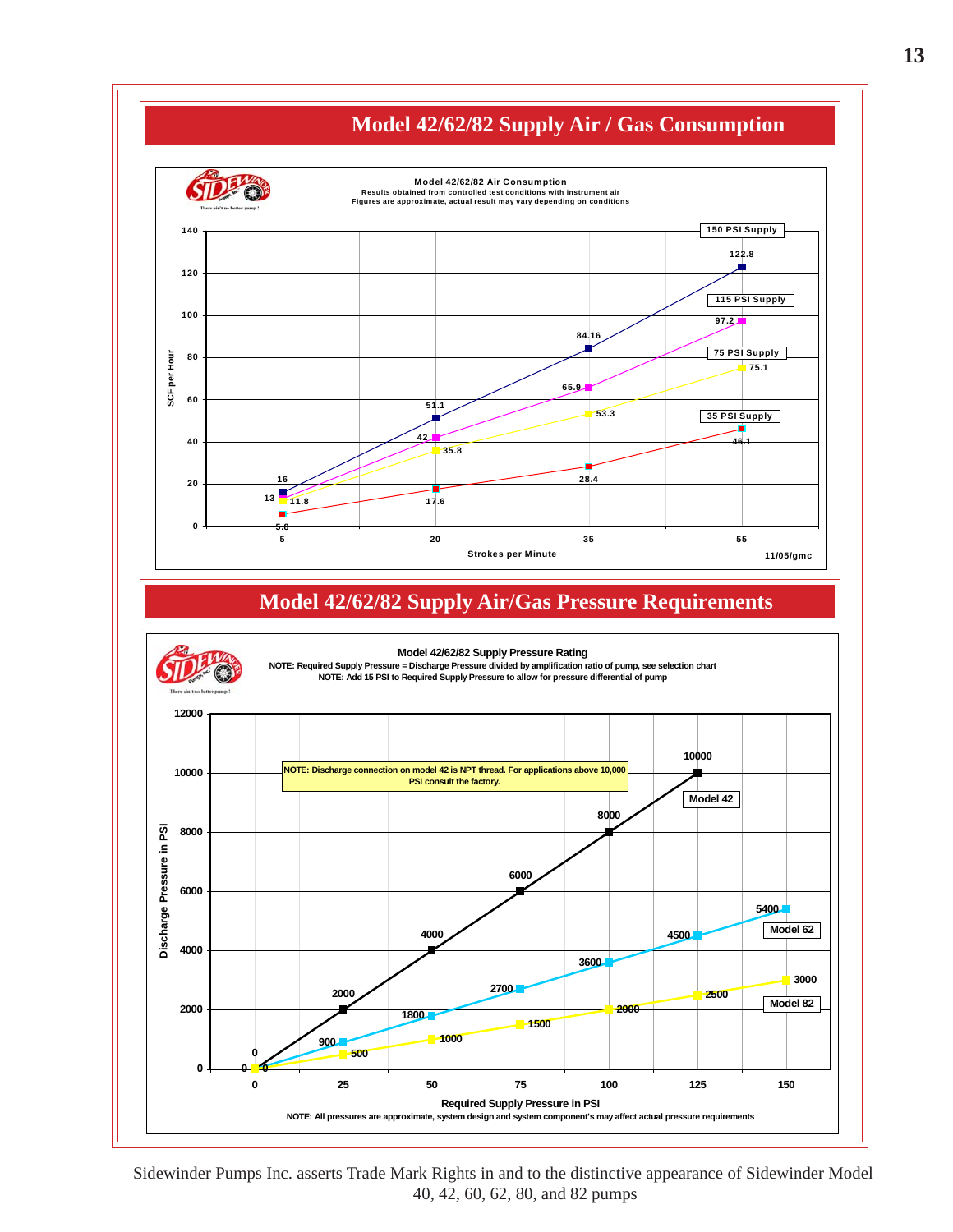## Model 42/62/82 Supply Air / Gas Consumption

**Model 42/62/82 Air Consumption**

Results obtained from controlled test conditions with instrument air

Figures are approximate, actual result may vary depending on conditions

| Strokes per Minute | 150 PSI Supply | 115 PSI Supply | 75 PSI Supply | 35 PSI Supply |
|---|---|---|---|---|
| 5 | 16 | 13 | 11.8 | 5.8 |
| 20 | 51.1 | 42 | 35.8 | 17.6 |
| 35 | 84.16 | 65.9 | 53.3 | 28.4 |
| 55 | 122.8 | 97.2 | 75.1 | 46.1 |

SCF per Hour vs. Strokes per Minute

11/05/gmc

## Model 42/62/82 Supply Air/Gas Pressure Requirements

**Model 42/62/82 Supply Pressure Rating**

NOTE: Required Supply Pressure = Discharge Pressure divided by amplification ratio of pump, see selection chart

NOTE: Add 15 PSI to Required Supply Pressure to allow for pressure differential of pump

NOTE: Discharge connection on model 42 is NPT thread. For applications above 10,000 PSI consult the factory.

| Required Supply Pressure in PSI | Model 42 (Discharge PSI) | Model 62 (Discharge PSI) | Model 82 (Discharge PSI) |
|---|---|---|---|
| 0 | 0 | 0 | 0 |
| 25 | 2000 | 900 | 500 |
| 50 | 4000 | 1800 | 1000 |
| 75 | 6000 | 2700 | 1500 |
| 100 | 8000 | 3600 | 2000 |
| 125 | 10000 | 4500 | 2500 |
| 150 | | 5400 | 3000 |

NOTE: All pressures are approximate, system design and system component's may affect actual pressure requirements

Sidewinder Pumps Inc. asserts Trade Mark Rights in and to the distinctive appearance of Sidewinder Model 40, 42, 60, 62, 80, and 82 pumps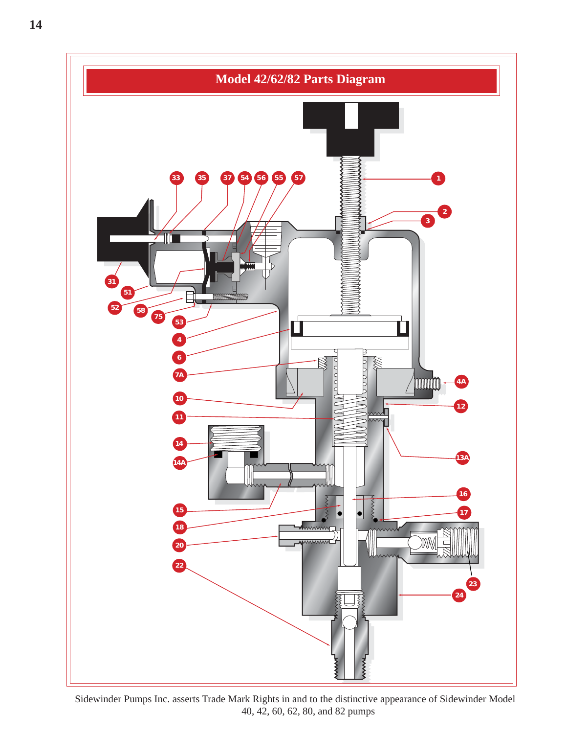# Model 42/62/82 Parts Diagram

Sidewinder Pumps Inc. asserts Trade Mark Rights in and to the distinctive appearance of Sidewinder Model 40, 42, 60, 62, 80, and 82 pumps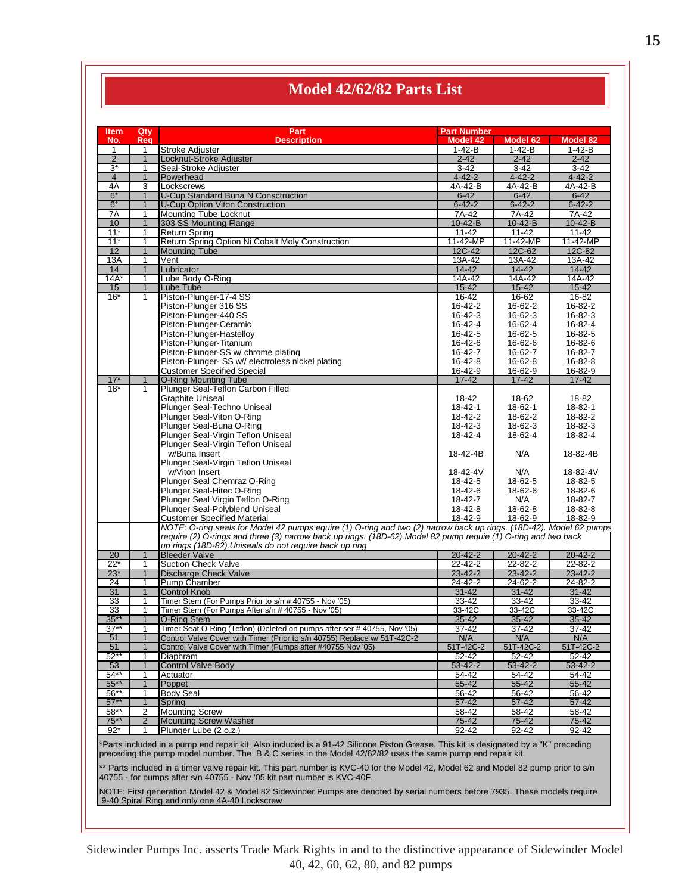# Model 42/62/82 Parts List

| Item No. | Qty Req | Part Description | Part Number Model 42 | Model 62 | Model 82 |
|---|---|---|---|---|---|
| 1 | 1 | Stroke Adjuster | 1-42-B | 1-42-B | 1-42-B |
| 2 | 1 | Locknut-Stroke Adjuster | 2-42 | 2-42 | 2-42 |
| 3* | 1 | Seal-Stroke Adjuster | 3-42 | 3-42 | 3-42 |
| 4 | 1 | Powerhead | 4-42-2 | 4-42-2 | 4-42-2 |
| 4A | 3 | Lockscrews | 4A-42-B | 4A-42-B | 4A-42-B |
| 6* | 1 | U-Cup Standard Buna N Consctruction | 6-42 | 6-42 | 6-42 |
| 6* | 1 | U-Cup Option Viton Construction | 6-42-2 | 6-42-2 | 6-42-2 |
| 7A | 1 | Mounting Tube Locknut | 7A-42 | 7A-42 | 7A-42 |
| 10 | 1 | 303 SS Mounting Flange | 10-42-B | 10-42-B | 10-42-B |
| 11* | 1 | Return Spring | 11-42 | 11-42 | 11-42 |
| 11* | 1 | Return Spring Option Ni Cobalt Moly Construction | 11-42-MP | 11-42-MP | 11-42-MP |
| 12 | 1 | Mounting Tube | 12C-42 | 12C-62 | 12C-82 |
| 13A | 1 | Vent | 13A-42 | 13A-42 | 13A-42 |
| 14 | 1 | Lubricator | 14-42 | 14-42 | 14-42 |
| 14A* | 1 | Lube Body O-Ring | 14A-42 | 14A-42 | 14A-42 |
| 15 | 1 | Lube Tube | 15-42 | 15-42 | 15-42 |
| 16* | 1 | Piston-Plunger-17-4 SS | 16-42 | 16-62 | 16-82 |
| | | Piston-Plunger 316 SS | 16-42-2 | 16-62-2 | 16-82-2 |
| | | Piston-Plunger-440 SS | 16-42-3 | 16-62-3 | 16-82-3 |
| | | Piston-Plunger-Ceramic | 16-42-4 | 16-62-4 | 16-82-4 |
| | | Piston-Plunger-Hastelloy | 16-42-5 | 16-62-5 | 16-82-5 |
| | | Piston-Plunger-Titanium | 16-42-6 | 16-62-6 | 16-82-6 |
| | | Piston-Plunger-SS w/ chrome plating | 16-42-7 | 16-62-7 | 16-82-7 |
| | | Piston-Plunger- SS w// electroless nickel plating | 16-42-8 | 16-62-8 | 16-82-8 |
| | | Customer Specified Special | 16-42-9 | 16-62-9 | 16-82-9 |
| 17* | 1 | O-Ring Mounting Tube | 17-42 | 17-42 | 17-42 |
| 18* | 1 | Plunger Seal-Teflon Carbon Filled Graphite Uniseal | 18-42 | 18-62 | 18-82 |
| | | Plunger Seal-Techno Uniseal | 18-42-1 | 18-62-1 | 18-82-1 |
| | | Plunger Seal-Viton O-Ring | 18-42-2 | 18-62-2 | 18-82-2 |
| | | Plunger Seal-Buna O-Ring | 18-42-3 | 18-62-3 | 18-82-3 |
| | | Plunger Seal-Virgin Teflon Uniseal | 18-42-4 | 18-62-4 | 18-82-4 |
| | | Plunger Seal-Virgin Teflon Uniseal w/Buna Insert | 18-42-4B | N/A | 18-82-4B |
| | | Plunger Seal-Virgin Teflon Uniseal w/Viton Insert | 18-42-4V | N/A | 18-82-4V |
| | | Plunger Seal Chemraz O-Ring | 18-42-5 | 18-62-5 | 18-82-5 |
| | | Plunger Seal-Hitec O-Ring | 18-42-6 | 18-62-6 | 18-82-6 |
| | | Plunger Seal Virgin Teflon O-Ring | 18-42-7 | N/A | 18-82-7 |
| | | Plunger Seal-Polyblend Uniseal | 18-42-8 | 18-62-8 | 18-82-8 |
| | | Customer Specified Material | 18-42-9 | 18-62-9 | 18-82-9 |
| | | *NOTE: O-ring seals for Model 42 pumps equire (1) O-ring and two (2) narrow back up rings. (18D-42). Model 62 pumps require (2) O-rings and three (3) narrow back up rings. (18D-62).Model 82 pump requie (1) O-ring and two back up rings (18D-82).Uniseals do not require back up ring* | | | |
| 20 | 1 | Bleeder Valve | 20-42-2 | 20-42-2 | 20-42-2 |
| 22* | 1 | Suction Check Valve | 22-42-2 | 22-82-2 | 22-82-2 |
| 23* | 1 | Discharge Check Valve | 23-42-2 | 23-42-2 | 23-42-2 |
| 24 | 1 | Pump Chamber | 24-42-2 | 24-62-2 | 24-82-2 |
| 31 | 1 | Control Knob | 31-42 | 31-42 | 31-42 |
| 33 | 1 | Timer Stem (For Pumps Prior to s/n # 40755 - Nov '05) | 33-42 | 33-42 | 33-42 |
| 33 | 1 | Timer Stem (For Pumps After s/n # 40755 - Nov '05) | 33-42C | 33-42C | 33-42C |
| 35** | 1 | O-Ring Stem | 35-42 | 35-42 | 35-42 |
| 37** | 1 | Timer Seat O-Ring (Teflon) (Deleted on pumps after ser # 40755, Nov '05) | 37-42 | 37-42 | 37-42 |
| 51 | 1 | Control Valve Cover with Timer (Prior to s/n 40755) Replace w/ 51T-42C-2 | N/A | N/A | N/A |
| 51 | 1 | Control Valve Cover with Timer (Pumps after #40755 Nov '05) | 51T-42C-2 | 51T-42C-2 | 51T-42C-2 |
| 52** | 1 | Diaphram | 52-42 | 52-42 | 52-42 |
| 53 | 1 | Control Valve Body | 53-42-2 | 53-42-2 | 53-42-2 |
| 54** | 1 | Actuator | 54-42 | 54-42 | 54-42 |
| 55** | 1 | Poppet | 55-42 | 55-42 | 55-42 |
| 56** | 1 | Body Seal | 56-42 | 56-42 | 56-42 |
| 57** | 1 | Spring | 57-42 | 57-42 | 57-42 |
| 58** | 2 | Mounting Screw | 58-42 | 58-42 | 58-42 |
| 75** | 2 | Mounting Screw Washer | 75-42 | 75-42 | 75-42 |
| 92* | 1 | Plunger Lube (2 o.z.) | 92-42 | 92-42 | 92-42 |

*Parts included in a pump end repair kit. Also included is a 91-42 Silicone Piston Grease. This kit is designated by a "K" preceding preceding the pump model number. The B & C series in the Model 42/62/82 uses the same pump end repair kit.

** Parts included in a timer valve repair kit. This part number is KVC-40 for the Model 42, Model 62 and Model 82 pump prior to s/n 40755 - for pumps after s/n 40755 - Nov '05 kit part number is KVC-40F.

NOTE: First generation Model 42 & Model 82 Sidewinder Pumps are denoted by serial numbers before 7935. These models require 9-40 Spiral Ring and only one 4A-40 Lockscrew

Sidewinder Pumps Inc. asserts Trade Mark Rights in and to the distinctive appearance of Sidewinder Model 40, 42, 60, 62, 80, and 82 pumps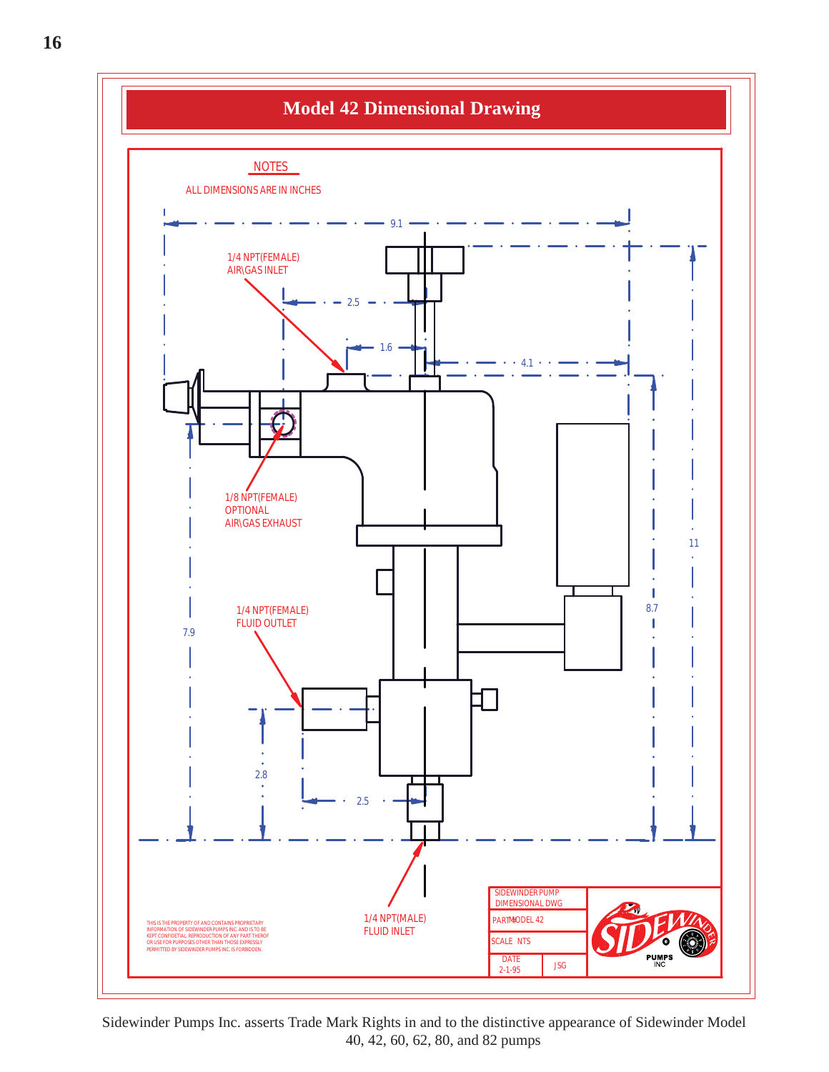# Model 42 Dimensional Drawing

NOTES

ALL DIMENSIONS ARE IN INCHES

9.1

1/4 NPT(FEMALE)
AIR\GAS INLET

2.5

1.6

4.1

1/8 NPT(FEMALE)
OPTIONAL
AIR\GAS EXHAUST

11

8.7

1/4 NPT(FEMALE)
FLUID OUTLET

7.9

2.8

2.5

1/4 NPT(MALE)
FLUID INLET

THIS IS THE PROPERTY OF AND CONTAINS PROPRIETARY INFORMATION OF SIDEWINDER PUMPS INC. AND IS TO BE KEPT CONFIDENTIAL. REPRODUCTION OF ANY PART THEREOF OR USE FOR PURPOSES OTHER THAN THOSE EXPRESSLY PERMITTED BY SIDEWINDER PUMPS INC. IS FORBIDDEN.

| SIDEWINDER PUMP DIMENSIONAL DWG | |
|---|---|
| PART# MODEL 42 | |
| SCALE NTS | |
| DATE 2-1-95 | JSG |

SIDEWINDER PUMPS INC

Sidewinder Pumps Inc. asserts Trade Mark Rights in and to the distinctive appearance of Sidewinder Model 40, 42, 60, 62, 80, and 82 pumps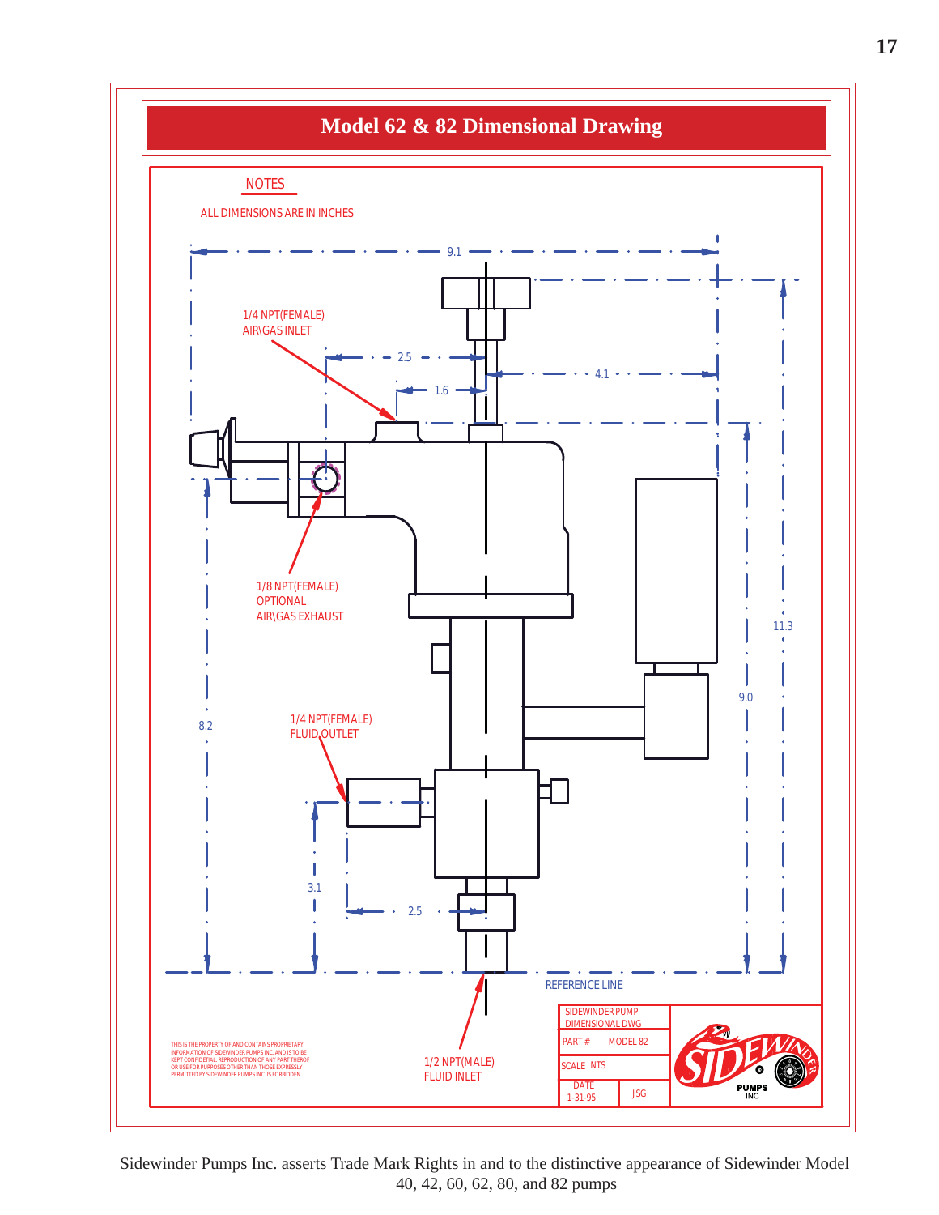# Model 62 & 82 Dimensional Drawing

NOTES

ALL DIMENSIONS ARE IN INCHES

9.1

1/4 NPT(FEMALE)
AIR\GAS INLET

2.5

4.1

1.6

1/8 NPT(FEMALE)
OPTIONAL
AIR\GAS EXHAUST

11.3

9.0

8.2

1/4 NPT(FEMALE)
FLUID OUTLET

3.1

2.5

REFERENCE LINE

1/2 NPT(MALE)
FLUID INLET

THIS IS THE PROPERTY OF AND CONTAINS PROPRIETARY INFORMATION OF SIDEWINDER PUMPS INC. AND IS TO BE KEPT CONFIDENTIAL. REPRODUCTION OF ANY PART THEREOF OR USE FOR PURPOSES OTHER THAN THOSE EXPRESSLY PERMITTED BY SIDEWINDER PUMPS INC. IS FORBIDDEN.

| SIDEWINDER PUMP DIMENSIONAL DWG | |
|---|---|
| PART # | MODEL 82 |
| SCALE NTS | |
| DATE 1-31-95 | JSG |

SIDEWINDER PUMPS INC

Sidewinder Pumps Inc. asserts Trade Mark Rights in and to the distinctive appearance of Sidewinder Model 40, 42, 60, 62, 80, and 82 pumps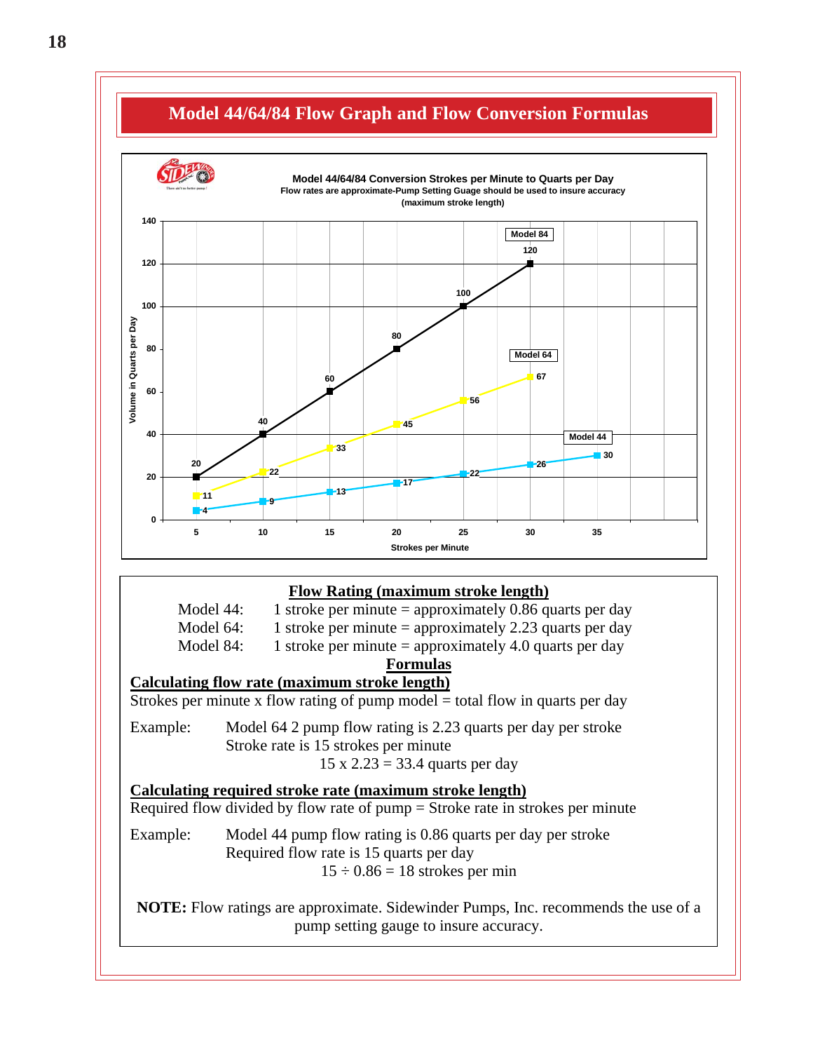# Model 44/64/84 Flow Graph and Flow Conversion Formulas

**Model 44/64/84 Conversion Strokes per Minute to Quarts per Day**
Flow rates are approximate-Pump Setting Guage should be used to insure accuracy
(maximum stroke length)

| Strokes per Minute | Model 44 (Quarts per Day) | Model 64 (Quarts per Day) | Model 84 (Quarts per Day) |
|---|---|---|---|
| 5 | 4 | 11 | 20 |
| 10 | 9 | 22 | 40 |
| 15 | 13 | 33 | 60 |
| 20 | 17 | 45 | 80 |
| 25 | 22 | 56 | 100 |
| 30 | 26 | 67 | 120 |
| 35 | 30 | | |

## Flow Rating (maximum stroke length)

Model 44: 1 stroke per minute = approximately 0.86 quarts per day
Model 64: 1 stroke per minute = approximately 2.23 quarts per day
Model 84: 1 stroke per minute = approximately 4.0 quarts per day

## Formulas

### Calculating flow rate (maximum stroke length)

Strokes per minute x flow rating of pump model = total flow in quarts per day

Example: Model 64 2 pump flow rating is 2.23 quarts per day per stroke
Stroke rate is 15 strokes per minute
15 x 2.23 = 33.4 quarts per day

### Calculating required stroke rate (maximum stroke length)

Required flow divided by flow rate of pump = Stroke rate in strokes per minute

Example: Model 44 pump flow rating is 0.86 quarts per day per stroke
Required flow rate is 15 quarts per day
15 ÷ 0.86 = 18 strokes per min

**NOTE:** Flow ratings are approximate. Sidewinder Pumps, Inc. recommends the use of a pump setting gauge to insure accuracy.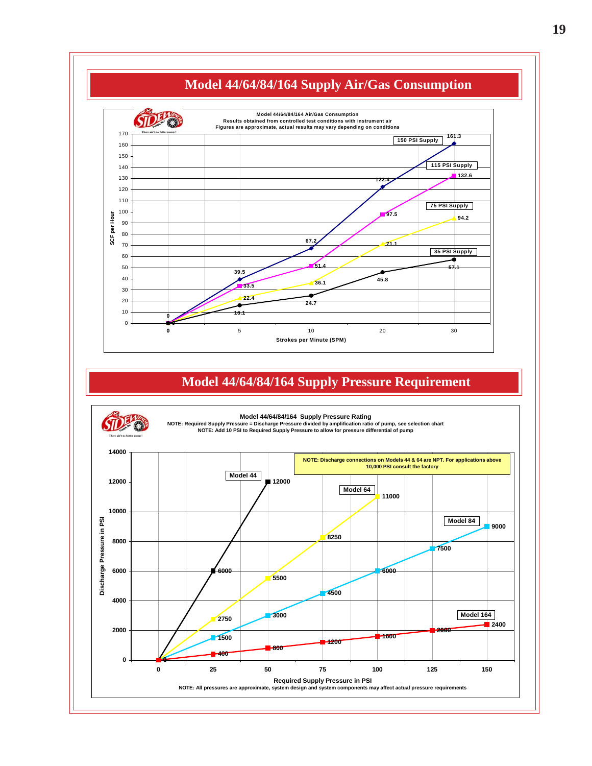## Model 44/64/84/164 Supply Air/Gas Consumption

**Model 44/64/84/164 Air/Gas Consumption**
Results obtained from controlled test conditions with instrument air
Figures are approximate, actual results may vary depending on conditions

| Strokes per Minute (SPM) | 150 PSI Supply | 115 PSI Supply | 75 PSI Supply | 35 PSI Supply |
|---|---|---|---|---|
| 0 | 0 | 0 | 0 | 0 |
| 5 | 39.5 | 33.5 | 22.4 | 16.1 |
| 10 | 67.2 | 51.4 | 36.1 | 24.7 |
| 20 | 122.4 | 97.5 | 71.1 | 45.8 |
| 30 | 161.3 | 132.6 | 94.2 | 57.1 |

(Y-axis: SCF per Hour)

## Model 44/64/84/164 Supply Pressure Requirement

**Model 44/64/84/164 Supply Pressure Rating**
NOTE: Required Supply Pressure = Discharge Pressure divided by amplification ratio of pump, see selection chart
NOTE: Add 10 PSI to Required Supply Pressure to allow for pressure differential of pump

NOTE: Discharge connections on Models 44 & 64 are NPT. For applications above 10,000 PSI consult the factory

| Required Supply Pressure in PSI | Model 44 | Model 64 | Model 84 | Model 164 |
|---|---|---|---|---|
| 0 | 0 | 0 | 0 | 0 |
| 25 | 6000 | 2750 | 1500 | 400 |
| 50 | 12000 | 5500 | 3000 | 800 |
| 75 | | 8250 | 4500 | 1200 |
| 100 | | 11000 | 6000 | 1600 |
| 125 | | | 7500 | 2000 |
| 150 | | | 9000 | 2400 |

(Y-axis: Discharge Pressure in PSI)

NOTE: All pressures are approximate, system design and system components may affect actual pressure requirements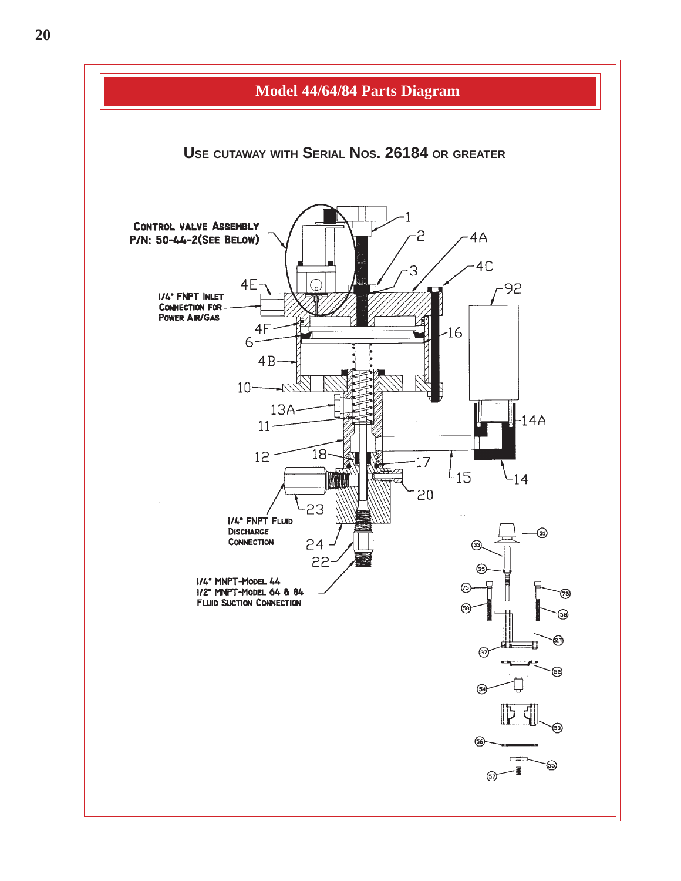# Model 44/64/84 Parts Diagram

## Use cutaway with Serial Nos. 26184 or greater

Control Valve Assembly P/N: 50-44-2 (See Below)

1/4" FNPT Inlet Connection for Power Air/Gas

1/4" FNPT Fluid Discharge Connection

1/4" MNPT-Model 44
1/2" MNPT-Model 64 & 84
Fluid Suction Connection

1, 2, 3, 4A, 4B, 4C, 4E, 4F, 6, 10, 11, 12, 13A, 14, 14A, 15, 16, 17, 18, 20, 22, 23, 24, 92

31, 33, 35, 37, 38, 52, 53, 54, 55, 56, 57, 58, 73, 75, 517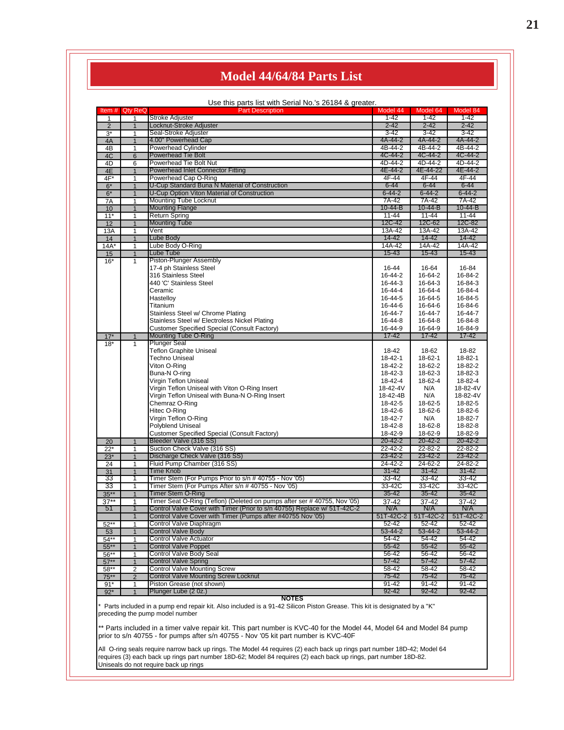# Model 44/64/84 Parts List

Use this parts list with Serial No.'s 26184 & greater.

| Item # | Qty ReQ | Part Description | Model 44 | Model 64 | Model 84 |
|---|---|---|---|---|---|
| 1 | 1 | Stroke Adjuster | 1-42 | 1-42 | 1-42 |
| 2 | 1 | Locknut-Stroke Adjuster | 2-42 | 2-42 | 2-42 |
| 3* | 1 | Seal-Stroke Adjuster | 3-42 | 3-42 | 3-42 |
| 4A | 1 | 4.00" Powerhead Cap | 4A-44-2 | 4A-44-2 | 4A-44-2 |
| 4B | 1 | Powerhead Cylinder | 4B-44-2 | 4B-44-2 | 4B-44-2 |
| 4C | 6 | Powerhead Tie Bolt | 4C-44-2 | 4C-44-2 | 4C-44-2 |
| 4D | 6 | Powerhead Tie Bolt Nut | 4D-44-2 | 4D-44-2 | 4D-44-2 |
| 4E | 1 | Powerhead Inlet Connector Fitting | 4E-44-2 | 4E-44-22 | 4E-44-2 |
| 4F* | 1 | Powerhead Cap O-Ring | 4F-44 | 4F-44 | 4F-44 |
| 6* | 1 | U-Cup Standard Buna N Material of Construction | 6-44 | 6-44 | 6-44 |
| 6* | 1 | U-Cup Option Viton Material of Construction | 6-44-2 | 6-44-2 | 6-44-2 |
| 7A | 1 | Mounting Tube Locknut | 7A-42 | 7A-42 | 7A-42 |
| 10 | 1 | Mounting Flange | 10-44-B | 10-44-B | 10-44-B |
| 11* | 1 | Return Spring | 11-44 | 11-44 | 11-44 |
| 12 | 1 | Mounting Tube | 12C-42 | 12C-62 | 12C-82 |
| 13A | 1 | Vent | 13A-42 | 13A-42 | 13A-42 |
| 14 | 1 | Lube Body | 14-42 | 14-42 | 14-42 |
| 14A* | 1 | Lube Body O-Ring | 14A-42 | 14A-42 | 14A-42 |
| 15 | 1 | Lube Tube | 15-43 | 15-43 | 15-43 |
| 16* | 1 | Piston-Plunger Assembly | | | |
| | | 17-4 ph Stainless Steel | 16-44 | 16-64 | 16-84 |
| | | 316 Stainless Steel | 16-44-2 | 16-64-2 | 16-84-2 |
| | | 440 'C' Stainless Steel | 16-44-3 | 16-64-3 | 16-84-3 |
| | | Ceramic | 16-44-4 | 16-64-4 | 16-84-4 |
| | | Hastelloy | 16-44-5 | 16-64-5 | 16-84-5 |
| | | Titanium | 16-44-6 | 16-64-6 | 16-84-6 |
| | | Stainless Steel w/ Chrome Plating | 16-44-7 | 16-64-7 | 16-44-7 |
| | | Stainless Steel w/ Electroless Nickel Plating | 16-44-8 | 16-64-8 | 16-84-8 |
| | | Customer Specified Special (Consult Factory) | 16-44-9 | 16-64-9 | 16-84-9 |
| 17* | 1 | Mounting Tube O-Ring | 17-42 | 17-42 | 17-42 |
| 18* | 1 | Plunger Seal | | | |
| | | Teflon Graphite Uniseal | 18-42 | 18-62 | 18-82 |
| | | Techno Uniseal | 18-42-1 | 18-62-1 | 18-82-1 |
| | | Viton O-Ring | 18-42-2 | 18-62-2 | 18-82-2 |
| | | Buna-N O-ring | 18-42-3 | 18-62-3 | 18-82-3 |
| | | Virgin Teflon Uniseal | 18-42-4 | 18-62-4 | 18-82-4 |
| | | Virgin Teflon Uniseal with Viton O-Ring Insert | 18-42-4V | N/A | 18-82-4V |
| | | Virgin Teflon Uniseal with Buna-N O-Ring Insert | 18-42-4B | N/A | 18-82-4V |
| | | Chemraz O-Ring | 18-42-5 | 18-62-5 | 18-82-5 |
| | | Hitec O-Ring | 18-42-6 | 18-62-6 | 18-82-6 |
| | | Virgin Teflon O-Ring | 18-42-7 | N/A | 18-82-7 |
| | | Polyblend Uniseal | 18-42-8 | 18-62-8 | 18-82-8 |
| | | Customer Specified Special (Consult Factory) | 18-42-9 | 18-62-9 | 18-82-9 |
| 20 | 1 | Bleeder Valve (316 SS) | 20-42-2 | 20-42-2 | 20-42-2 |
| 22* | 1 | Suction Check Valve (316 SS) | 22-42-2 | 22-82-2 | 22-82-2 |
| 23* | 1 | Discharge Check Valve (316 SS) | 23-42-2 | 23-42-2 | 23-42-2 |
| 24 | 1 | Fluid Pump Chamber (316 SS) | 24-42-2 | 24-62-2 | 24-82-2 |
| 31 | 1 | Time Knob | 31-42 | 31-42 | 31-42 |
| 33 | 1 | Timer Stem (For Pumps Prior to s/n # 40755 - Nov '05) | 33-42 | 33-42 | 33-42 |
| 33 | 1 | Timer Stem (For Pumps After s/n # 40755 - Nov '05) | 33-42C | 33-42C | 33-42C |
| 35** | 1 | Timer Stem O-Ring | 35-42 | 35-42 | 35-42 |
| 37** | 1 | Timer Seat O-Ring (Teflon) (Deleted on pumps after ser # 40755, Nov '05) | 37-42 | 37-42 | 37-42 |
| 51 | 1 | Control Valve Cover with Timer (Prior to s/n 40755) Replace w/ 51T-42C-2 | N/A | N/A | N/A |
| | 1 | Control Valve Cover with Timer (Pumps after #40755 Nov '05) | 51T-42C-2 | 51T-42C-2 | 51T-42C-2 |
| 52** | 1 | Control Valve Diaphragm | 52-42 | 52-42 | 52-42 |
| 53 | 1 | Control Valve Body | 53-44-2 | 53-44-2 | 53-44-2 |
| 54** | 1 | Control Valve Actuator | 54-42 | 54-42 | 54-42 |
| 55** | 1 | Control Valve Poppet | 55-42 | 55-42 | 55-42 |
| 56** | 1 | Control Valve Body Seal | 56-42 | 56-42 | 56-42 |
| 57** | 1 | Control Valve Spring | 57-42 | 57-42 | 57-42 |
| 58** | 2 | Control Valve Mounting Screw | 58-42 | 58-42 | 58-42 |
| 75** | 2 | Control Valve Mounting Screw Locknut | 75-42 | 75-42 | 75-42 |
| 91* | 1 | Piston Grease (not shown) | 91-42 | 91-42 | 91-42 |
| 92* | 1 | Plunger Lube (2 0z.) | 92-42 | 92-42 | 92-42 |

**NOTES**

* Parts included in a pump end repair kit. Also included is a 91-42 Silicon Piston Grease. This kit is designated by a "K" preceding the pump model number

** Parts included in a timer valve repair kit. This part number is KVC-40 for the Model 44, Model 64 and Model 84 pump prior to s/n 40755 - for pumps after s/n 40755 - Nov '05 kit part number is KVC-40F

All O-ring seals require narrow back up rings. The Model 44 requires (2) each back up rings part number 18D-42; Model 64 requires (3) each back up rings part number 18D-62; Model 84 requires (2) each back up rings, part number 18D-82. Uniseals do not require back up rings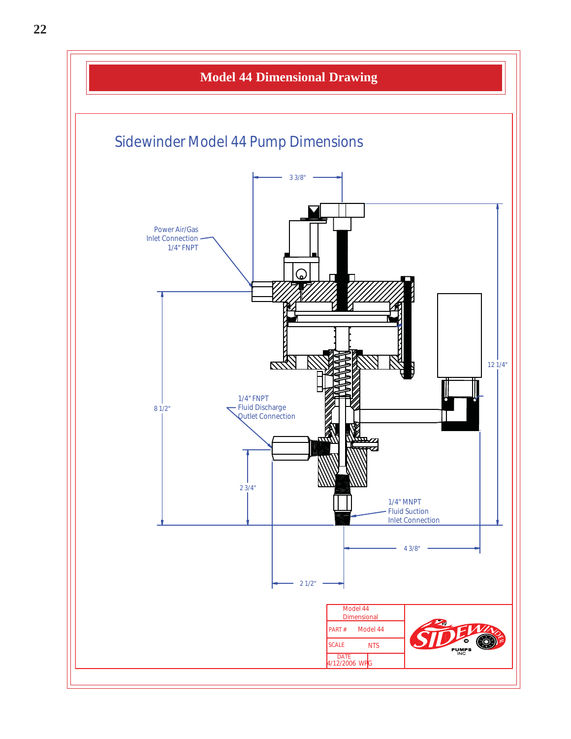# Model 44 Dimensional Drawing

## Sidewinder Model 44 Pump Dimensions

3 3/8"

Power Air/Gas Inlet Connection 1/4" FNPT

12 1/4"

8 1/2"

1/4" FNPT Fluid Discharge Outlet Connection

2 3/4"

1/4" MNPT Fluid Suction Inlet Connection

4 3/8"

2 1/2"

| Model 44 Dimensional | |
|---|---|
| PART # | Model 44 |
| SCALE | NTS |
| DATE 4/12/2006 WPG | |

SIDEWINDER PUMPS INC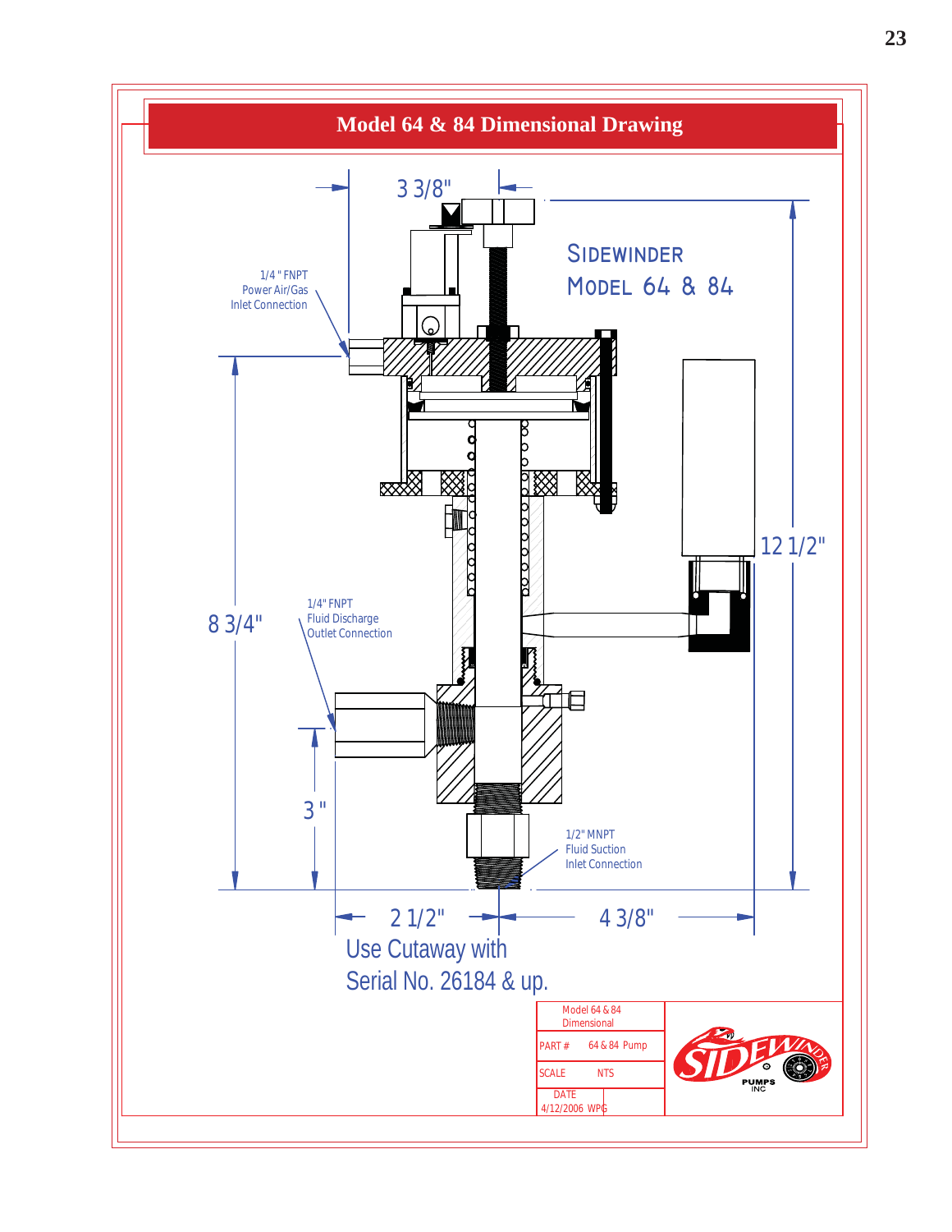# Model 64 & 84 Dimensional Drawing

SIDEWINDER
MODEL 64 & 84

3 3/8"

1/4" FNPT
Power Air/Gas
Inlet Connection

12 1/2"

8 3/4"

1/4" FNPT
Fluid Discharge
Outlet Connection

3"

1/2" MNPT
Fluid Suction
Inlet Connection

2 1/2"

4 3/8"

Use Cutaway with
Serial No. 26184 & up.

| Model 64 & 84 Dimensional | |
|---|---|
| PART # | 64 & 84 Pump |
| SCALE | NTS |
| DATE 4/12/2006 | WPG |

SIDEWINDER PUMPS INC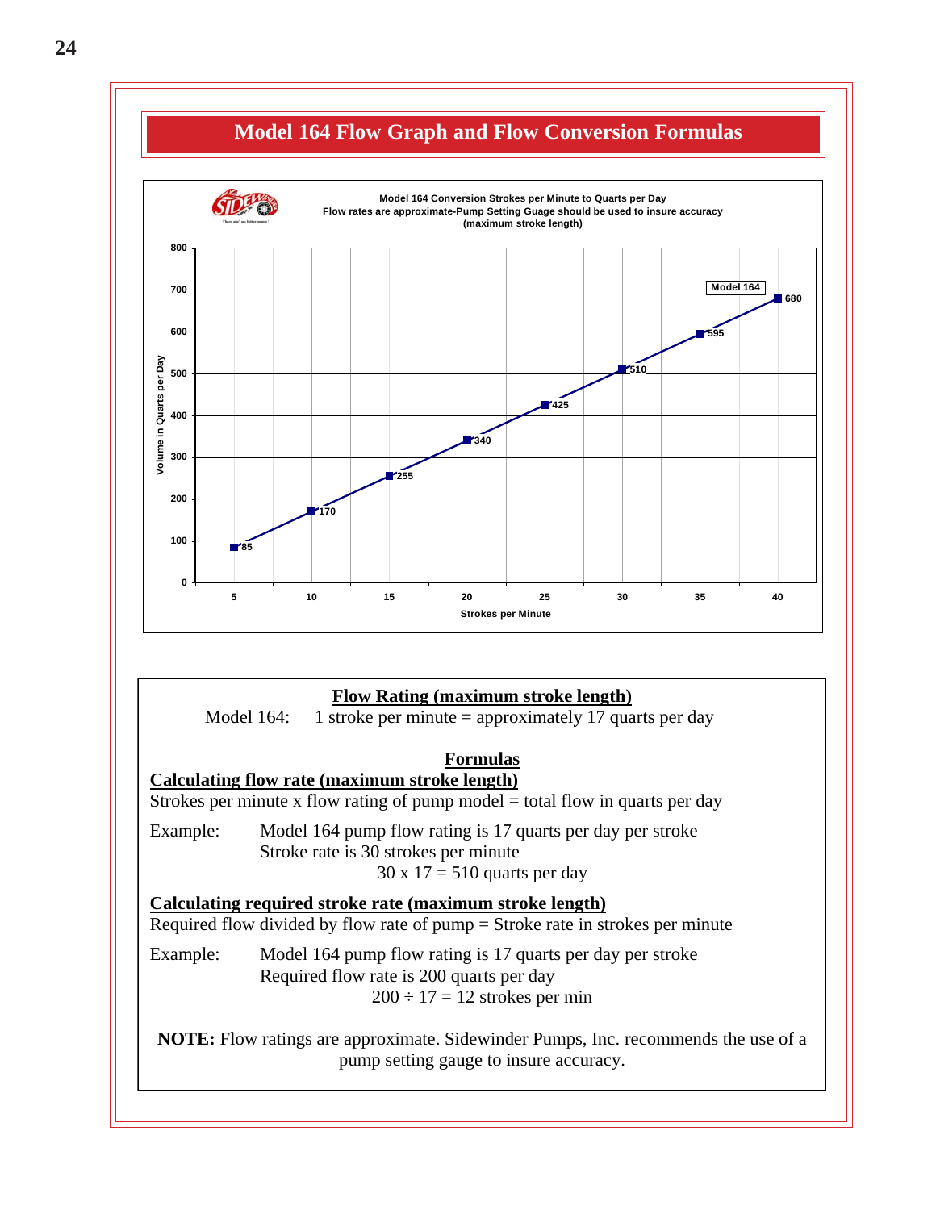# Model 164 Flow Graph and Flow Conversion Formulas

Model 164 Conversion Strokes per Minute to Quarts per Day
Flow rates are approximate-Pump Setting Guage should be used to insure accuracy
(maximum stroke length)

| Strokes per Minute | Volume in Quarts per Day (Model 164) |
|---|---|
| 5 | 85 |
| 10 | 170 |
| 15 | 255 |
| 20 | 340 |
| 25 | 425 |
| 30 | 510 |
| 35 | 595 |
| 40 | 680 |

## Flow Rating (maximum stroke length)

Model 164: 1 stroke per minute = approximately 17 quarts per day

## Formulas

**Calculating flow rate (maximum stroke length)**

Strokes per minute x flow rating of pump model = total flow in quarts per day

Example: Model 164 pump flow rating is 17 quarts per day per stroke
Stroke rate is 30 strokes per minute
30 x 17 = 510 quarts per day

**Calculating required stroke rate (maximum stroke length)**

Required flow divided by flow rate of pump = Stroke rate in strokes per minute

Example: Model 164 pump flow rating is 17 quarts per day per stroke
Required flow rate is 200 quarts per day
200 ÷ 17 = 12 strokes per min

**NOTE:** Flow ratings are approximate. Sidewinder Pumps, Inc. recommends the use of a pump setting gauge to insure accuracy.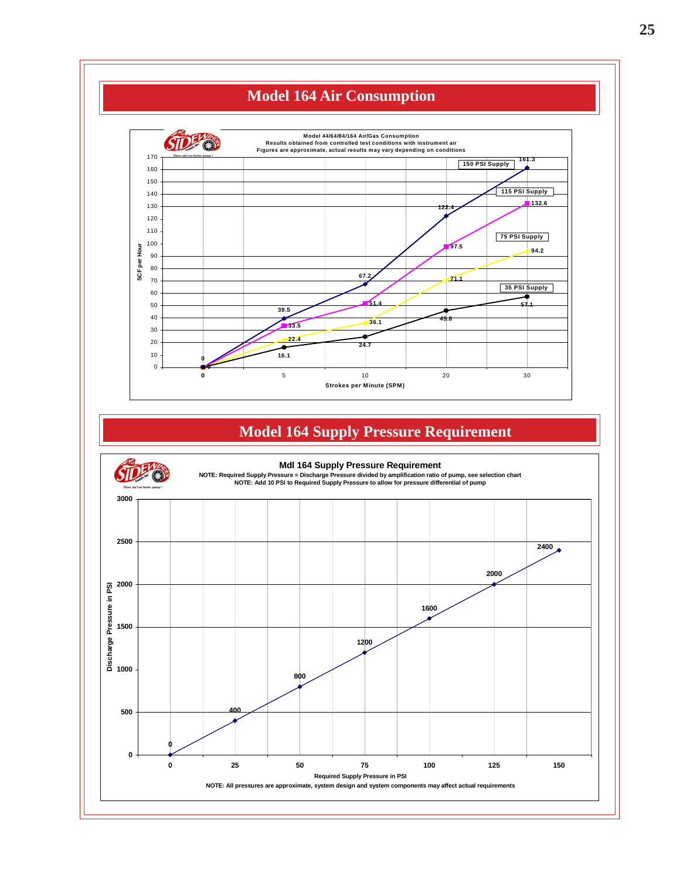# Model 164 Air Consumption

**Model 44/64/84/164 Air/Gas Consumption**
Results obtained from controlled test conditions with instrument air
Figures are approximate, actual results may vary depending on conditions

SCF per Hour vs. Strokes per Minute (SPM)

| Strokes per Minute (SPM) | 150 PSI Supply | 115 PSI Supply | 75 PSI Supply | 35 PSI Supply |
|---|---|---|---|---|
| 0 | 0 | 0 | 0 | 0 |
| 5 | 39.5 | 33.5 | 22.4 | 16.1 |
| 10 | 67.2 | 51.4 | 36.1 | 24.7 |
| 20 | 122.4 | 97.5 | 71.1 | 45.8 |
| 30 | 161.3 | 132.6 | 94.2 | 57.1 |

# Model 164 Supply Pressure Requirement

**Mdl 164 Supply Pressure Requirement**
NOTE: Required Supply Pressure = Discharge Pressure divided by amplification ratio of pump, see selection chart
NOTE: Add 10 PSI to Required Supply Pressure to allow for pressure differential of pump

| Required Supply Pressure in PSI | Discharge Pressure in PSI |
|---|---|
| 0 | 0 |
| 25 | 400 |
| 50 | 800 |
| 75 | 1200 |
| 100 | 1600 |
| 125 | 2000 |
| 150 | 2400 |

NOTE: All pressures are approximate, system design and system components may affect actual requirements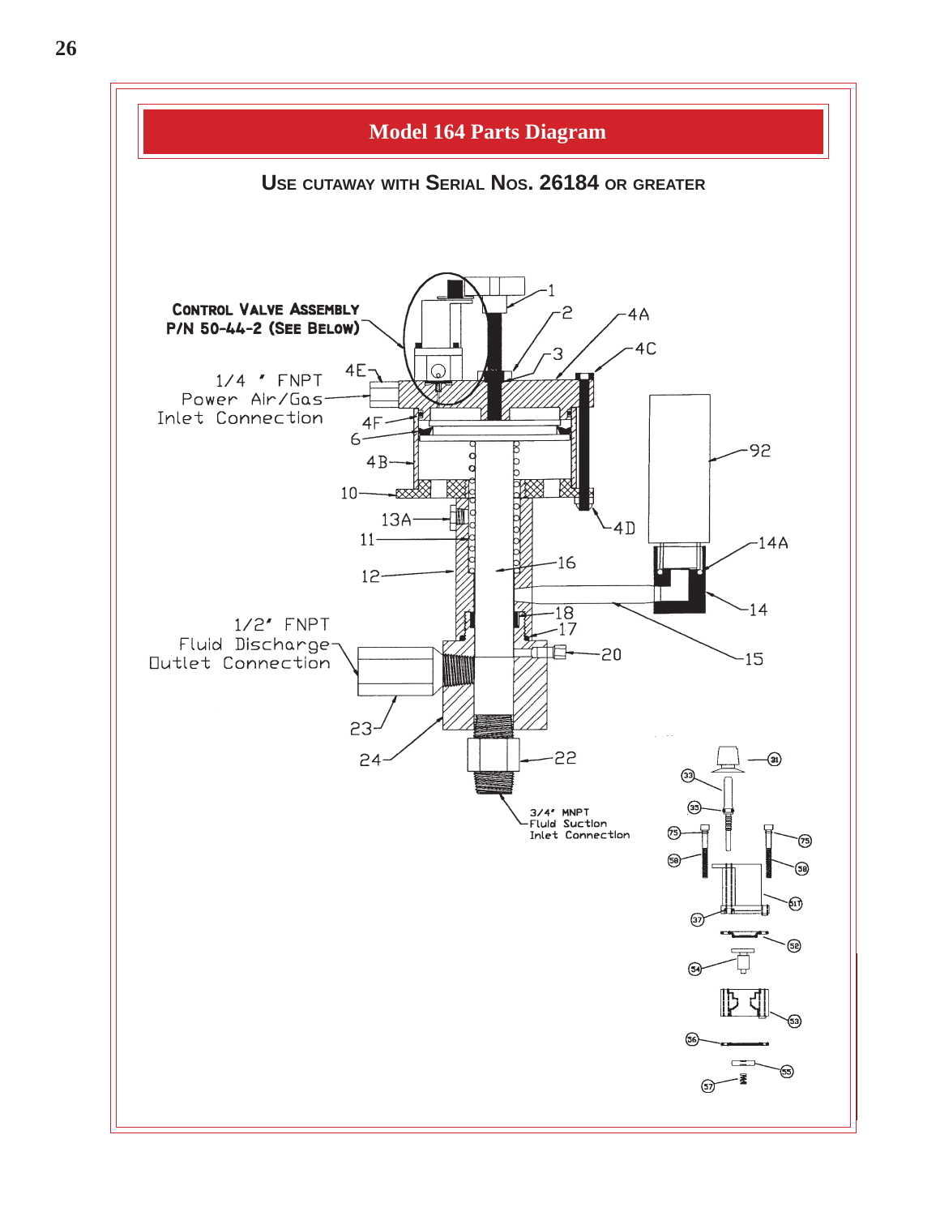# Model 164 Parts Diagram

USE CUTAWAY WITH SERIAL NOS. 26184 OR GREATER

CONTROL VALVE ASSEMBLY
P/N 50-44-2 (SEE BELOW)

1/4 " FNPT
Power Air/Gas
Inlet Connection

1/2" FNPT
Fluid Discharge
Outlet Connection

3/4" MNPT
Fluid Suction
Inlet Connection

1, 2, 3, 4A, 4B, 4C, 4D, 4E, 4F, 6, 10, 11, 12, 13A, 14, 14A, 15, 16, 17, 18, 20, 22, 23, 24, 92

31, 33, 35, 75, 58, 37, 51T, 52, 54, 53, 56, 55, 57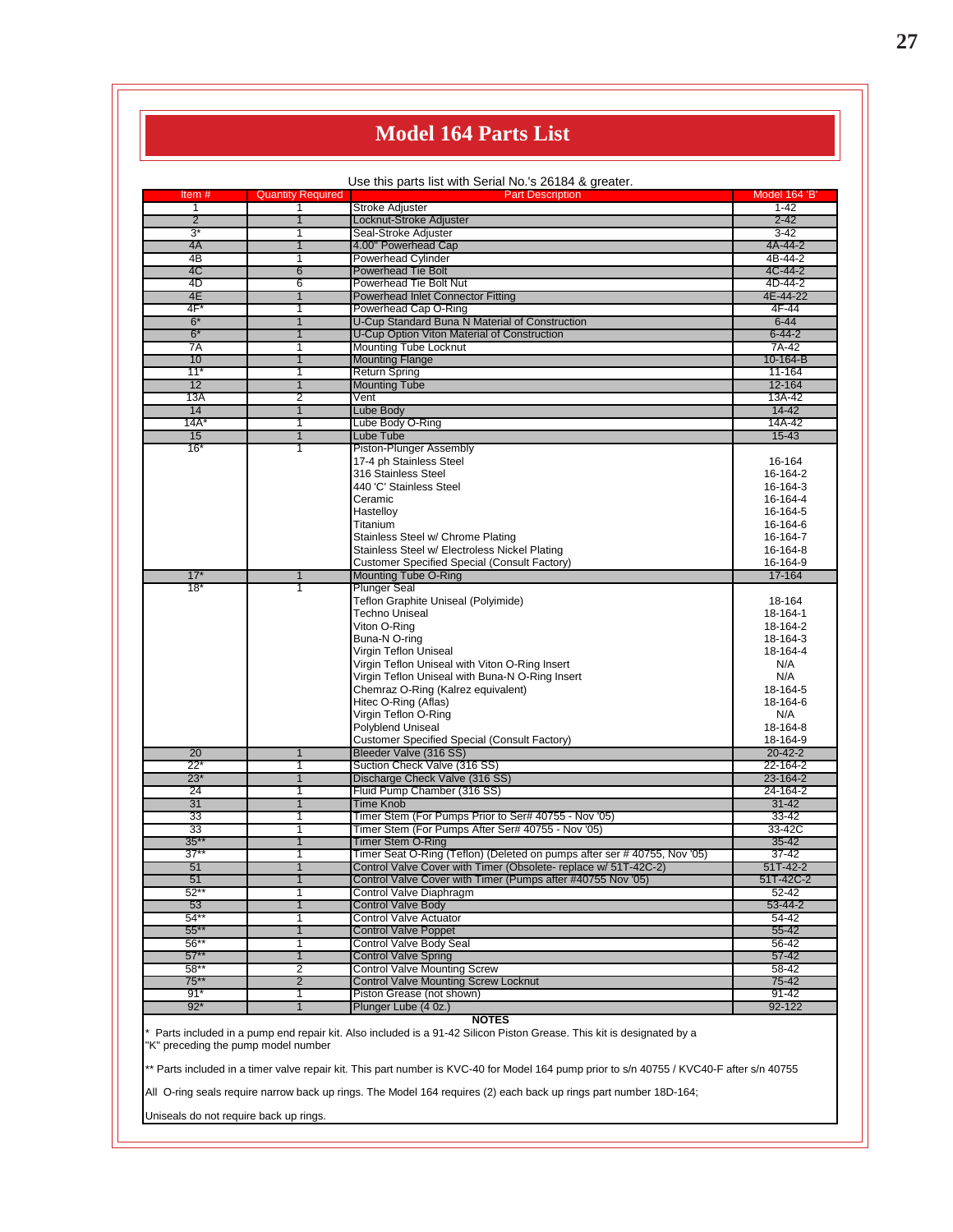# Model 164 Parts List

Use this parts list with Serial No.'s 26184 & greater.

| Item # | Quantity Required | Part Description | Model 164 'B' |
|---|---|---|---|
| 1 | 1 | Stroke Adjuster | 1-42 |
| 2 | 1 | Locknut-Stroke Adjuster | 2-42 |
| 3* | 1 | Seal-Stroke Adjuster | 3-42 |
| 4A | 1 | 4.00" Powerhead Cap | 4A-44-2 |
| 4B | 1 | Powerhead Cylinder | 4B-44-2 |
| 4C | 6 | Powerhead Tie Bolt | 4C-44-2 |
| 4D | 6 | Powerhead Tie Bolt Nut | 4D-44-2 |
| 4E | 1 | Powerhead Inlet Connector Fitting | 4E-44-22 |
| 4F* | 1 | Powerhead Cap O-Ring | 4F-44 |
| 6* | 1 | U-Cup Standard Buna N Material of Construction | 6-44 |
| 6* | 1 | U-Cup Option Viton Material of Construction | 6-44-2 |
| 7A | 1 | Mounting Tube Locknut | 7A-42 |
| 10 | 1 | Mounting Flange | 10-164-B |
| 11* | 1 | Return Spring | 11-164 |
| 12 | 1 | Mounting Tube | 12-164 |
| 13A | 2 | Vent | 13A-42 |
| 14 | 1 | Lube Body | 14-42 |
| 14A* | 1 | Lube Body O-Ring | 14A-42 |
| 15 | 1 | Lube Tube | 15-43 |
| 16* | 1 | Piston-Plunger Assembly | |
| | | 17-4 ph Stainless Steel | 16-164 |
| | | 316 Stainless Steel | 16-164-2 |
| | | 440 'C' Stainless Steel | 16-164-3 |
| | | Ceramic | 16-164-4 |
| | | Hastelloy | 16-164-5 |
| | | Titanium | 16-164-6 |
| | | Stainless Steel w/ Chrome Plating | 16-164-7 |
| | | Stainless Steel w/ Electroless Nickel Plating | 16-164-8 |
| | | Customer Specified Special (Consult Factory) | 16-164-9 |
| 17* | 1 | Mounting Tube O-Ring | 17-164 |
| 18* | 1 | Plunger Seal | |
| | | Teflon Graphite Uniseal (Polyimide) | 18-164 |
| | | Techno Uniseal | 18-164-1 |
| | | Viton O-Ring | 18-164-2 |
| | | Buna-N O-ring | 18-164-3 |
| | | Virgin Teflon Uniseal | 18-164-4 |
| | | Virgin Teflon Uniseal with Viton O-Ring Insert | N/A |
| | | Virgin Teflon Uniseal with Buna-N O-Ring Insert | N/A |
| | | Chemraz O-Ring (Kalrez equivalent) | 18-164-5 |
| | | Hitec O-Ring (Aflas) | 18-164-6 |
| | | Virgin Teflon O-Ring | N/A |
| | | Polyblend Uniseal | 18-164-8 |
| | | Customer Specified Special (Consult Factory) | 18-164-9 |
| 20 | 1 | Bleeder Valve (316 SS) | 20-42-2 |
| 22* | 1 | Suction Check Valve (316 SS) | 22-164-2 |
| 23* | 1 | Discharge Check Valve (316 SS) | 23-164-2 |
| 24 | 1 | Fluid Pump Chamber (316 SS) | 24-164-2 |
| 31 | 1 | Time Knob | 31-42 |
| 33 | 1 | Timer Stem (For Pumps Prior to Ser# 40755 - Nov '05) | 33-42 |
| 33 | 1 | Timer Stem (For Pumps After Ser# 40755 - Nov '05) | 33-42C |
| 35** | 1 | Timer Stem O-Ring | 35-42 |
| 37** | 1 | Timer Seat O-Ring (Teflon) (Deleted on pumps after ser # 40755, Nov '05) | 37-42 |
| 51 | 1 | Control Valve Cover with Timer (Obsolete- replace w/ 51T-42C-2) | 51T-42-2 |
| 51 | 1 | Control Valve Cover with Timer (Pumps after #40755 Nov '05) | 51T-42C-2 |
| 52** | 1 | Control Valve Diaphragm | 52-42 |
| 53 | 1 | Control Valve Body | 53-44-2 |
| 54** | 1 | Control Valve Actuator | 54-42 |
| 55** | 1 | Control Valve Poppet | 55-42 |
| 56** | 1 | Control Valve Body Seal | 56-42 |
| 57** | 1 | Control Valve Spring | 57-42 |
| 58** | 2 | Control Valve Mounting Screw | 58-42 |
| 75** | 2 | Control Valve Mounting Screw Locknut | 75-42 |
| 91* | 1 | Piston Grease (not shown) | 91-42 |
| 92* | 1 | Plunger Lube (4 0z.) | 92-122 |

**NOTES**

* Parts included in a pump end repair kit. Also included is a 91-42 Silicon Piston Grease. This kit is designated by a "K" preceding the pump model number

** Parts included in a timer valve repair kit. This part number is KVC-40 for Model 164 pump prior to s/n 40755 / KVC40-F after s/n 40755

All O-ring seals require narrow back up rings. The Model 164 requires (2) each back up rings part number 18D-164;

Uniseals do not require back up rings.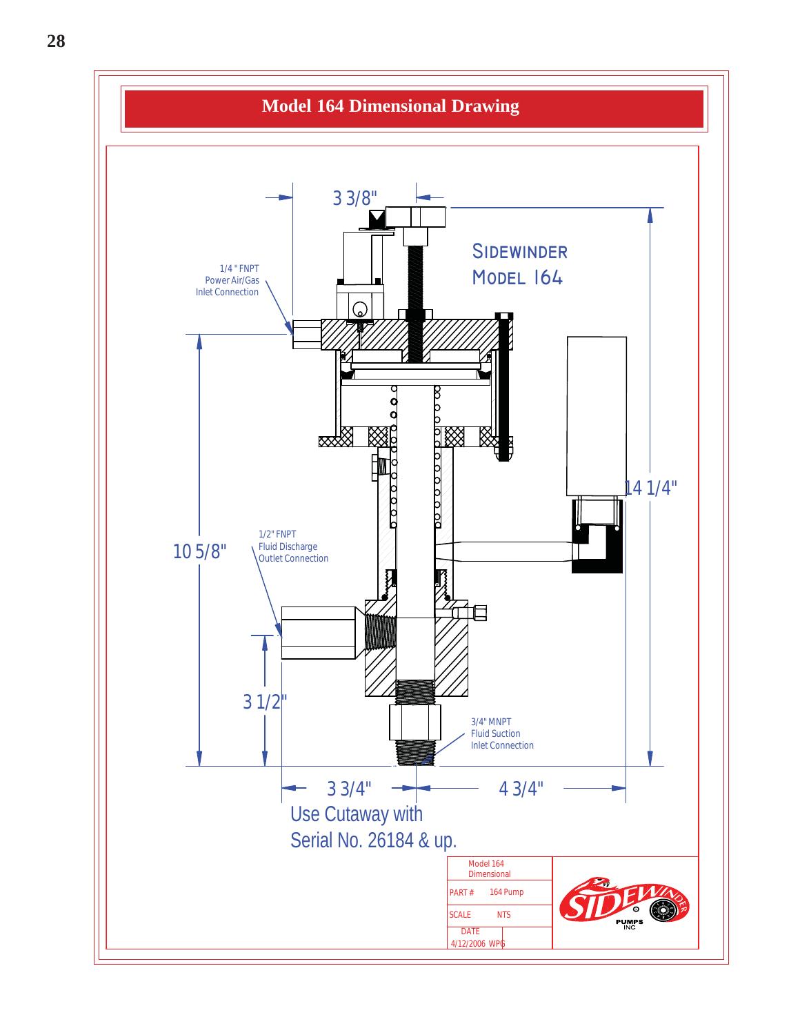# Model 164 Dimensional Drawing

SIDEWINDER
MODEL 164

1/4" FNPT
Power Air/Gas
Inlet Connection

3 3/8"

14 1/4"

10 5/8"

1/2" FNPT
Fluid Discharge
Outlet Connection

3 1/2"

3/4" MNPT
Fluid Suction
Inlet Connection

3 3/4"

4 3/4"

Use Cutaway with
Serial No. 26184 & up.

| Model 164 Dimensional | |
|---|---|
| PART # | 164 Pump |
| SCALE | NTS |
| DATE 4/12/2006 | WPG |

SIDEWINDER PUMPS INC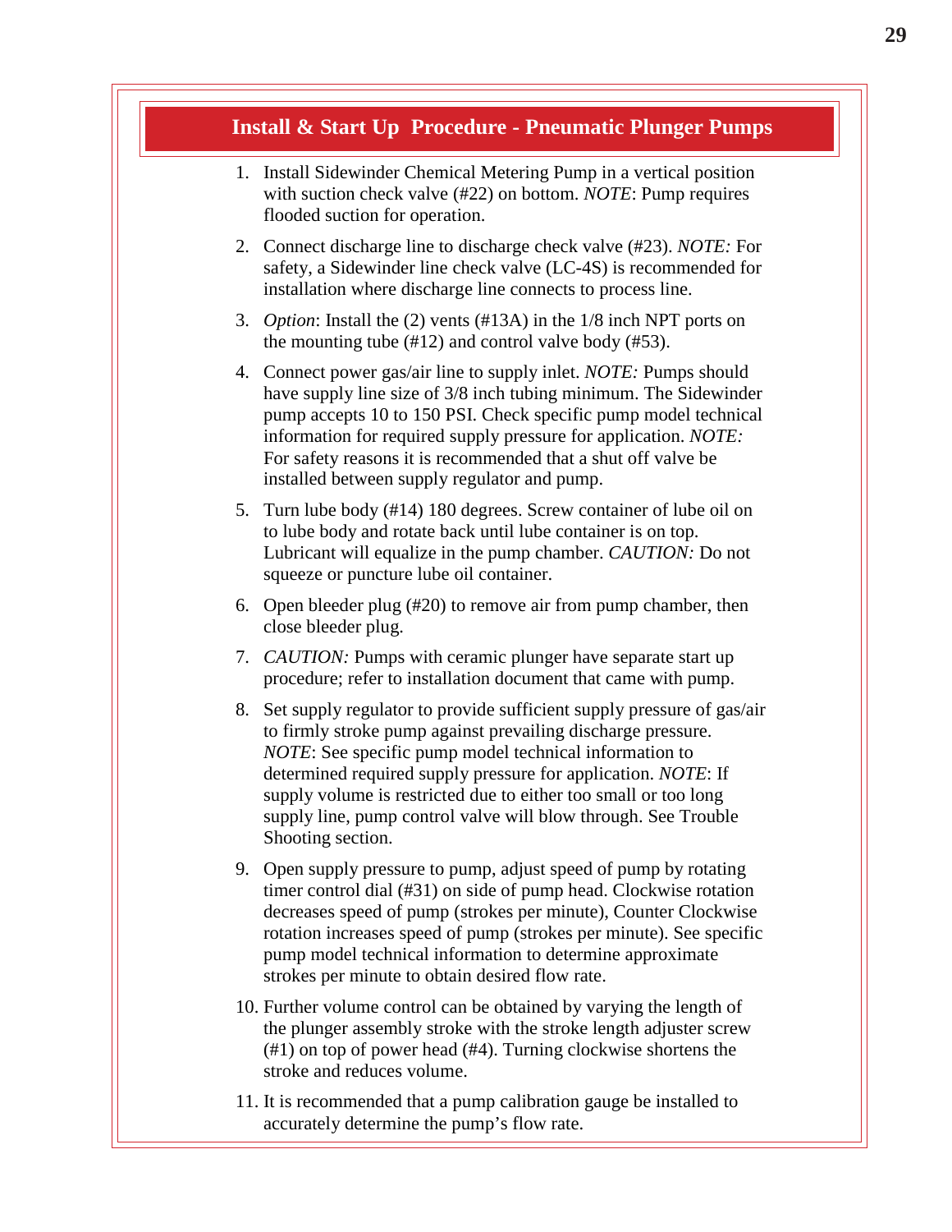## Install & Start Up Procedure - Pneumatic Plunger Pumps

1. Install Sidewinder Chemical Metering Pump in a vertical position with suction check valve (#22) on bottom. *NOTE*: Pump requires flooded suction for operation.

2. Connect discharge line to discharge check valve (#23). *NOTE:* For safety, a Sidewinder line check valve (LC-4S) is recommended for installation where discharge line connects to process line.

3. *Option*: Install the (2) vents (#13A) in the 1/8 inch NPT ports on the mounting tube (#12) and control valve body (#53).

4. Connect power gas/air line to supply inlet. *NOTE:* Pumps should have supply line size of 3/8 inch tubing minimum. The Sidewinder pump accepts 10 to 150 PSI. Check specific pump model technical information for required supply pressure for application. *NOTE:* For safety reasons it is recommended that a shut off valve be installed between supply regulator and pump.

5. Turn lube body (#14) 180 degrees. Screw container of lube oil on to lube body and rotate back until lube container is on top. Lubricant will equalize in the pump chamber. *CAUTION:* Do not squeeze or puncture lube oil container.

6. Open bleeder plug (#20) to remove air from pump chamber, then close bleeder plug.

7. *CAUTION:* Pumps with ceramic plunger have separate start up procedure; refer to installation document that came with pump.

8. Set supply regulator to provide sufficient supply pressure of gas/air to firmly stroke pump against prevailing discharge pressure. *NOTE*: See specific pump model technical information to determined required supply pressure for application. *NOTE*: If supply volume is restricted due to either too small or too long supply line, pump control valve will blow through. See Trouble Shooting section.

9. Open supply pressure to pump, adjust speed of pump by rotating timer control dial (#31) on side of pump head. Clockwise rotation decreases speed of pump (strokes per minute), Counter Clockwise rotation increases speed of pump (strokes per minute). See specific pump model technical information to determine approximate strokes per minute to obtain desired flow rate.

10. Further volume control can be obtained by varying the length of the plunger assembly stroke with the stroke length adjuster screw (#1) on top of power head (#4). Turning clockwise shortens the stroke and reduces volume.

11. It is recommended that a pump calibration gauge be installed to accurately determine the pump's flow rate.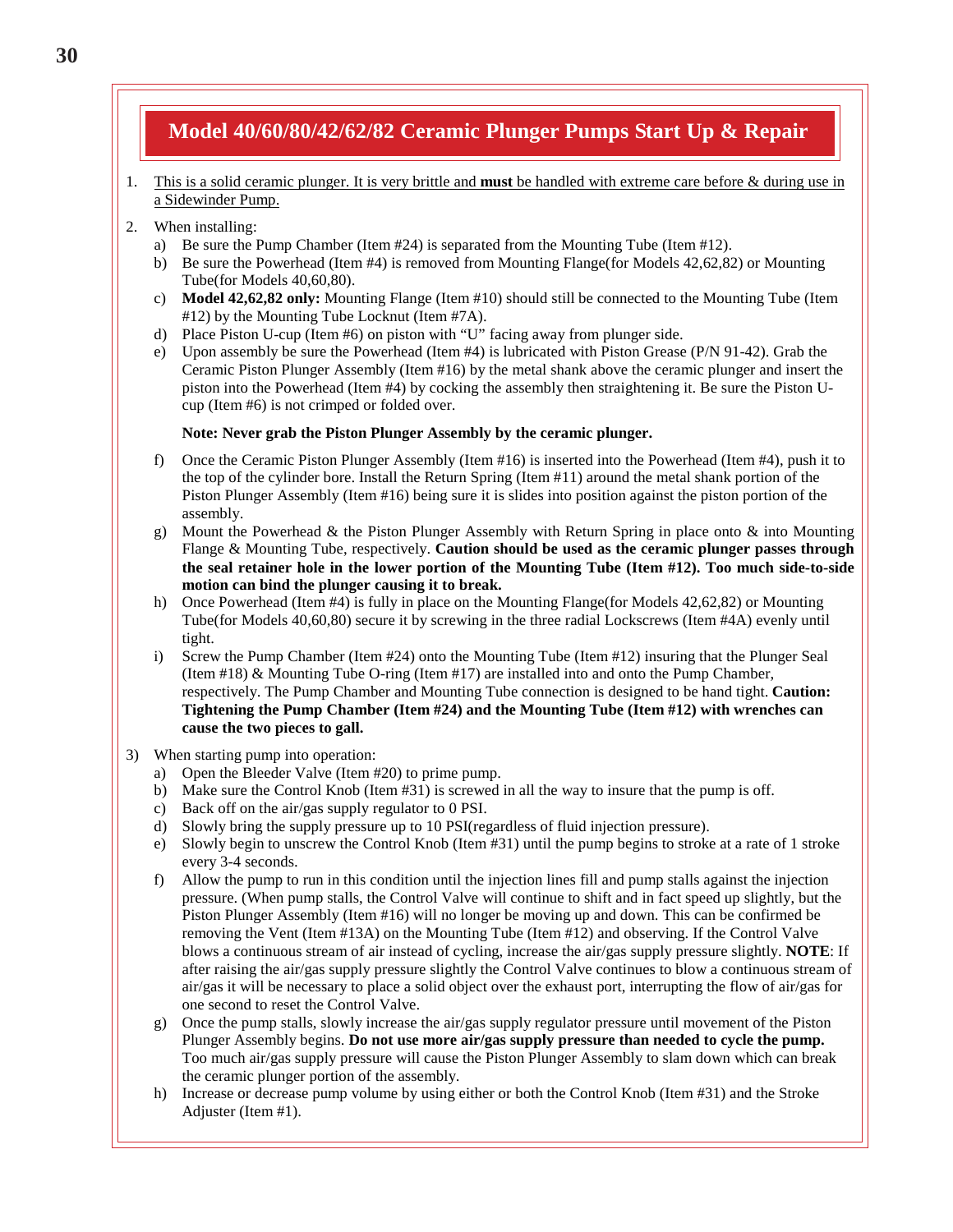# Model 40/60/80/42/62/82 Ceramic Plunger Pumps Start Up & Repair

1. This is a solid ceramic plunger. It is very brittle and **must** be handled with extreme care before & during use in a Sidewinder Pump.

2. When installing:
   a) Be sure the Pump Chamber (Item #24) is separated from the Mounting Tube (Item #12).
   b) Be sure the Powerhead (Item #4) is removed from Mounting Flange(for Models 42,62,82) or Mounting Tube(for Models 40,60,80).
   c) **Model 42,62,82 only:** Mounting Flange (Item #10) should still be connected to the Mounting Tube (Item #12) by the Mounting Tube Locknut (Item #7A).
   d) Place Piston U-cup (Item #6) on piston with "U" facing away from plunger side.
   e) Upon assembly be sure the Powerhead (Item #4) is lubricated with Piston Grease (P/N 91-42). Grab the Ceramic Piston Plunger Assembly (Item #16) by the metal shank above the ceramic plunger and insert the piston into the Powerhead (Item #4) by cocking the assembly then straightening it. Be sure the Piston U-cup (Item #6) is not crimped or folded over.

      **Note: Never grab the Piston Plunger Assembly by the ceramic plunger.**

   f) Once the Ceramic Piston Plunger Assembly (Item #16) is inserted into the Powerhead (Item #4), push it to the top of the cylinder bore. Install the Return Spring (Item #11) around the metal shank portion of the Piston Plunger Assembly (Item #16) being sure it is slides into position against the piston portion of the assembly.
   g) Mount the Powerhead & the Piston Plunger Assembly with Return Spring in place onto & into Mounting Flange & Mounting Tube, respectively. **Caution should be used as the ceramic plunger passes through the seal retainer hole in the lower portion of the Mounting Tube (Item #12). Too much side-to-side motion can bind the plunger causing it to break.**
   h) Once Powerhead (Item #4) is fully in place on the Mounting Flange(for Models 42,62,82) or Mounting Tube(for Models 40,60,80) secure it by screwing in the three radial Lockscrews (Item #4A) evenly until tight.
   i) Screw the Pump Chamber (Item #24) onto the Mounting Tube (Item #12) insuring that the Plunger Seal (Item #18) & Mounting Tube O-ring (Item #17) are installed into and onto the Pump Chamber, respectively. The Pump Chamber and Mounting Tube connection is designed to be hand tight. **Caution: Tightening the Pump Chamber (Item #24) and the Mounting Tube (Item #12) with wrenches can cause the two pieces to gall.**

3) When starting pump into operation:
   a) Open the Bleeder Valve (Item #20) to prime pump.
   b) Make sure the Control Knob (Item #31) is screwed in all the way to insure that the pump is off.
   c) Back off on the air/gas supply regulator to 0 PSI.
   d) Slowly bring the supply pressure up to 10 PSI(regardless of fluid injection pressure).
   e) Slowly begin to unscrew the Control Knob (Item #31) until the pump begins to stroke at a rate of 1 stroke every 3-4 seconds.
   f) Allow the pump to run in this condition until the injection lines fill and pump stalls against the injection pressure. (When pump stalls, the Control Valve will continue to shift and in fact speed up slightly, but the Piston Plunger Assembly (Item #16) will no longer be moving up and down. This can be confirmed be removing the Vent (Item #13A) on the Mounting Tube (Item #12) and observing. If the Control Valve blows a continuous stream of air instead of cycling, increase the air/gas supply pressure slightly. **NOTE**: If after raising the air/gas supply pressure slightly the Control Valve continues to blow a continuous stream of air/gas it will be necessary to place a solid object over the exhaust port, interrupting the flow of air/gas for one second to reset the Control Valve.
   g) Once the pump stalls, slowly increase the air/gas supply regulator pressure until movement of the Piston Plunger Assembly begins. **Do not use more air/gas supply pressure than needed to cycle the pump.** Too much air/gas supply pressure will cause the Piston Plunger Assembly to slam down which can break the ceramic plunger portion of the assembly.
   h) Increase or decrease pump volume by using either or both the Control Knob (Item #31) and the Stroke Adjuster (Item #1).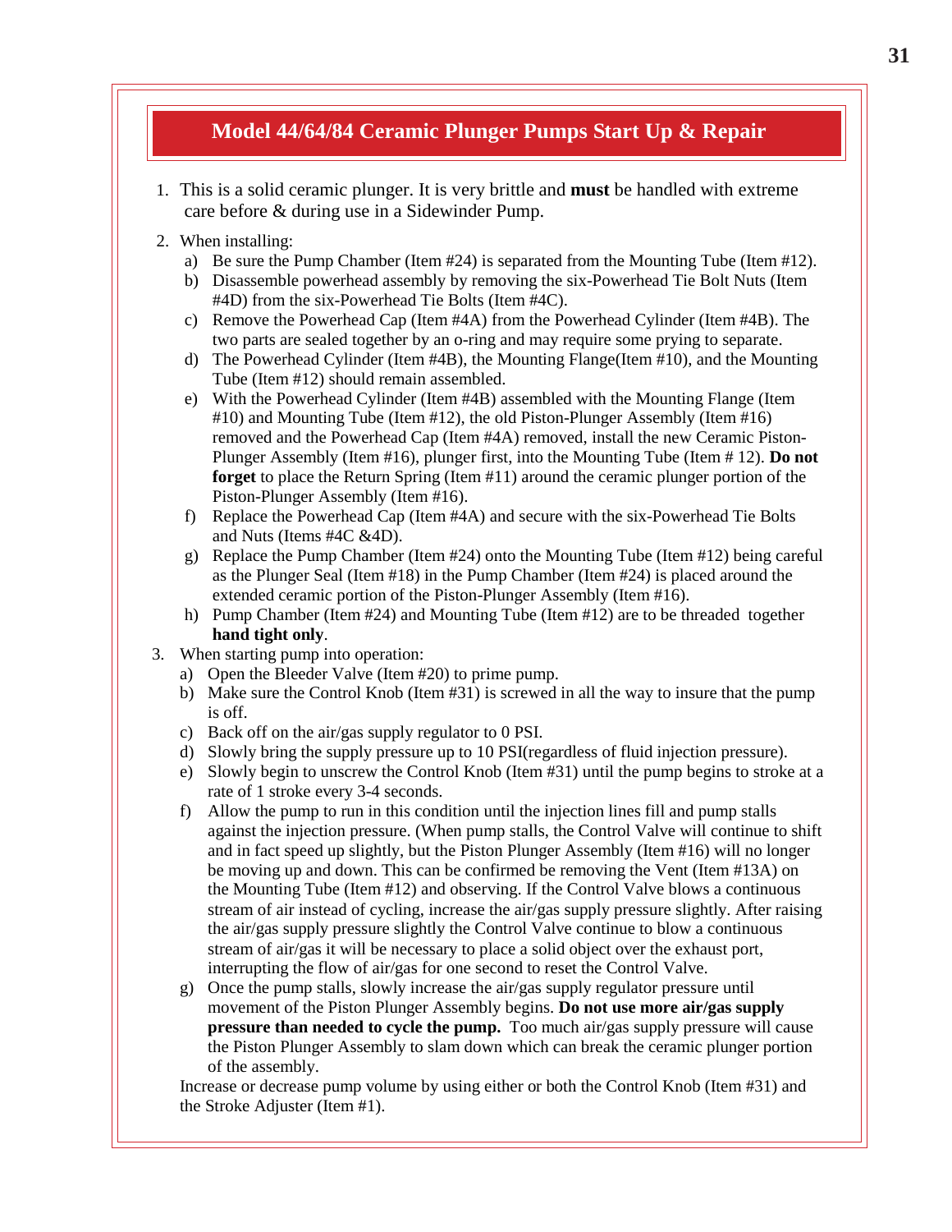## Model 44/64/84 Ceramic Plunger Pumps Start Up & Repair

1. This is a solid ceramic plunger. It is very brittle and **must** be handled with extreme care before & during use in a Sidewinder Pump.

2. When installing:
   a) Be sure the Pump Chamber (Item #24) is separated from the Mounting Tube (Item #12).
   b) Disassemble powerhead assembly by removing the six-Powerhead Tie Bolt Nuts (Item #4D) from the six-Powerhead Tie Bolts (Item #4C).
   c) Remove the Powerhead Cap (Item #4A) from the Powerhead Cylinder (Item #4B). The two parts are sealed together by an o-ring and may require some prying to separate.
   d) The Powerhead Cylinder (Item #4B), the Mounting Flange(Item #10), and the Mounting Tube (Item #12) should remain assembled.
   e) With the Powerhead Cylinder (Item #4B) assembled with the Mounting Flange (Item #10) and Mounting Tube (Item #12), the old Piston-Plunger Assembly (Item #16) removed and the Powerhead Cap (Item #4A) removed, install the new Ceramic Piston-Plunger Assembly (Item #16), plunger first, into the Mounting Tube (Item # 12). **Do not forget** to place the Return Spring (Item #11) around the ceramic plunger portion of the Piston-Plunger Assembly (Item #16).
   f) Replace the Powerhead Cap (Item #4A) and secure with the six-Powerhead Tie Bolts and Nuts (Items #4C &4D).
   g) Replace the Pump Chamber (Item #24) onto the Mounting Tube (Item #12) being careful as the Plunger Seal (Item #18) in the Pump Chamber (Item #24) is placed around the extended ceramic portion of the Piston-Plunger Assembly (Item #16).
   h) Pump Chamber (Item #24) and Mounting Tube (Item #12) are to be threaded together **hand tight only**.

3. When starting pump into operation:
   a) Open the Bleeder Valve (Item #20) to prime pump.
   b) Make sure the Control Knob (Item #31) is screwed in all the way to insure that the pump is off.
   c) Back off on the air/gas supply regulator to 0 PSI.
   d) Slowly bring the supply pressure up to 10 PSI(regardless of fluid injection pressure).
   e) Slowly begin to unscrew the Control Knob (Item #31) until the pump begins to stroke at a rate of 1 stroke every 3-4 seconds.
   f) Allow the pump to run in this condition until the injection lines fill and pump stalls against the injection pressure. (When pump stalls, the Control Valve will continue to shift and in fact speed up slightly, but the Piston Plunger Assembly (Item #16) will no longer be moving up and down. This can be confirmed be removing the Vent (Item #13A) on the Mounting Tube (Item #12) and observing. If the Control Valve blows a continuous stream of air instead of cycling, increase the air/gas supply pressure slightly. After raising the air/gas supply pressure slightly the Control Valve continue to blow a continuous stream of air/gas it will be necessary to place a solid object over the exhaust port, interrupting the flow of air/gas for one second to reset the Control Valve.
   g) Once the pump stalls, slowly increase the air/gas supply regulator pressure until movement of the Piston Plunger Assembly begins. **Do not use more air/gas supply pressure than needed to cycle the pump.** Too much air/gas supply pressure will cause the Piston Plunger Assembly to slam down which can break the ceramic plunger portion of the assembly.

   Increase or decrease pump volume by using either or both the Control Knob (Item #31) and the Stroke Adjuster (Item #1).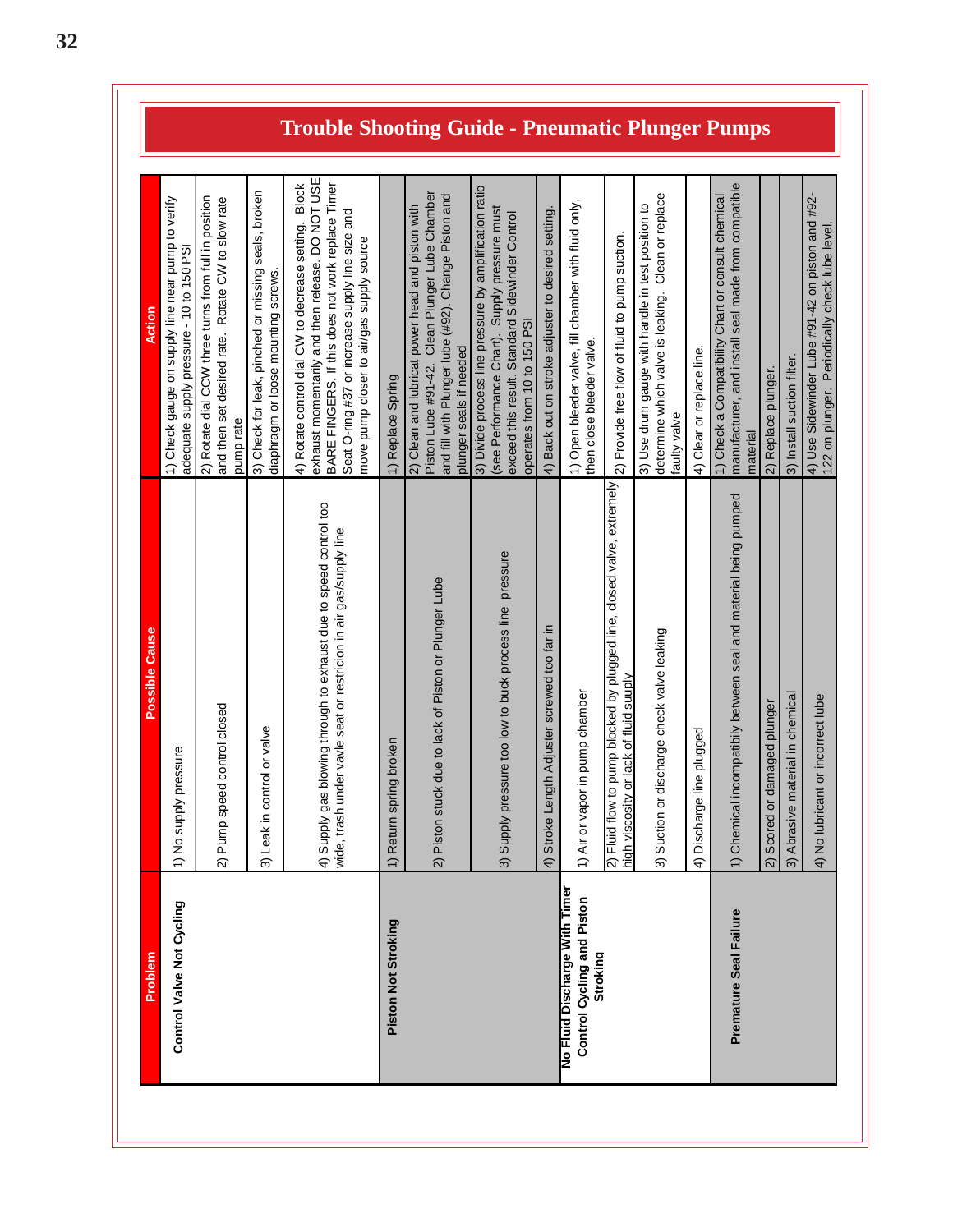# Trouble Shooting Guide - Pneumatic Plunger Pumps

| Problem | Possible Cause | Action |
|---|---|---|
| **Control Valve Not Cycling** | 1) No supply pressure | 1) Check gauge on supply line near pump to verify adequate supply pressure - 10 to 150 PSI |
| | 2) Pump speed control closed | 2) Rotate dial CCW three turns from full in position and then set desired rate. Rotate CW to slow rate pump rate |
| | 3) Leak in control or valve | 3) Check for leak, pinched or missing seals, broken diaphragm or loose mounting screws. |
| | 4) Supply gas blowing through to exhaust due to speed control too wide, trash under vavle seat or restricion in air gas/supply line | 4) Rotate control dial CW to decrease setting. Block exhaust momentarily and then release. DO NOT USE BARE FINGERS. If this does not work replace Timer Seat O-ring #37 or increase supply line size and move pump closer to air/gas supply source |
| **Piston Not Stroking** | 1) Return spring broken | 1) Replace Spring |
| | 2) Piston stuck due to lack of Piston or Plunger Lube | 2) Clean and lubricat power head and piston with Piston Lube #91-42. Clean Plunger Lube Chamber and fill with Plunger lube (#92). Change Piston and plunger seals if needed |
| | 3) Supply pressure too low to buck process line pressure | 3) Divide process line pressure by amplification ratio (see Performance Chart). Supply pressure must exceed this result. Standard Sidewinder Control operates from 10 to 150 PSI |
| | 4) Stroke Length Adjuster screwed too far in | 4) Back out on stroke adjuster to desired setting. |
| **No Fluid Discharge With Timer Control Cycling and Piston Stroking** | 1) Air or vapor in pump chamber | 1) Open bleeder valve, fill chamber with fluid only, then close bleeder valve. |
| | 2) Fluid flow to pump blocked by plugged line, closed valve, extremely high viscosity or lack of fluid suuply | 2) Provide free flow of fluid to pump suction. |
| | 3) Suction or discharge check valve leaking | 3) Use drum gauge with handle in test position to determine which valve is leaking. Clean or replace faulty valve |
| | 4) Discharge line plugged | 4) Clear or replace line. |
| **Premature Seal Failure** | 1) Chemical incompatibily between seal and material being pumped | 1) Check a Compatibility Chart or consult chemical manufacturer, and install seal made from compatible material |
| | 2) Scored or damaged plunger | 2) Replace plunger. |
| | 3) Abrasive material in chemical | 3) Install suction filter. |
| | 4) No lubricant or incorrect lube | 4) Use Sidewinder Lube #91-42 on piston and #92-122 on plunger. Periodically check lube level. |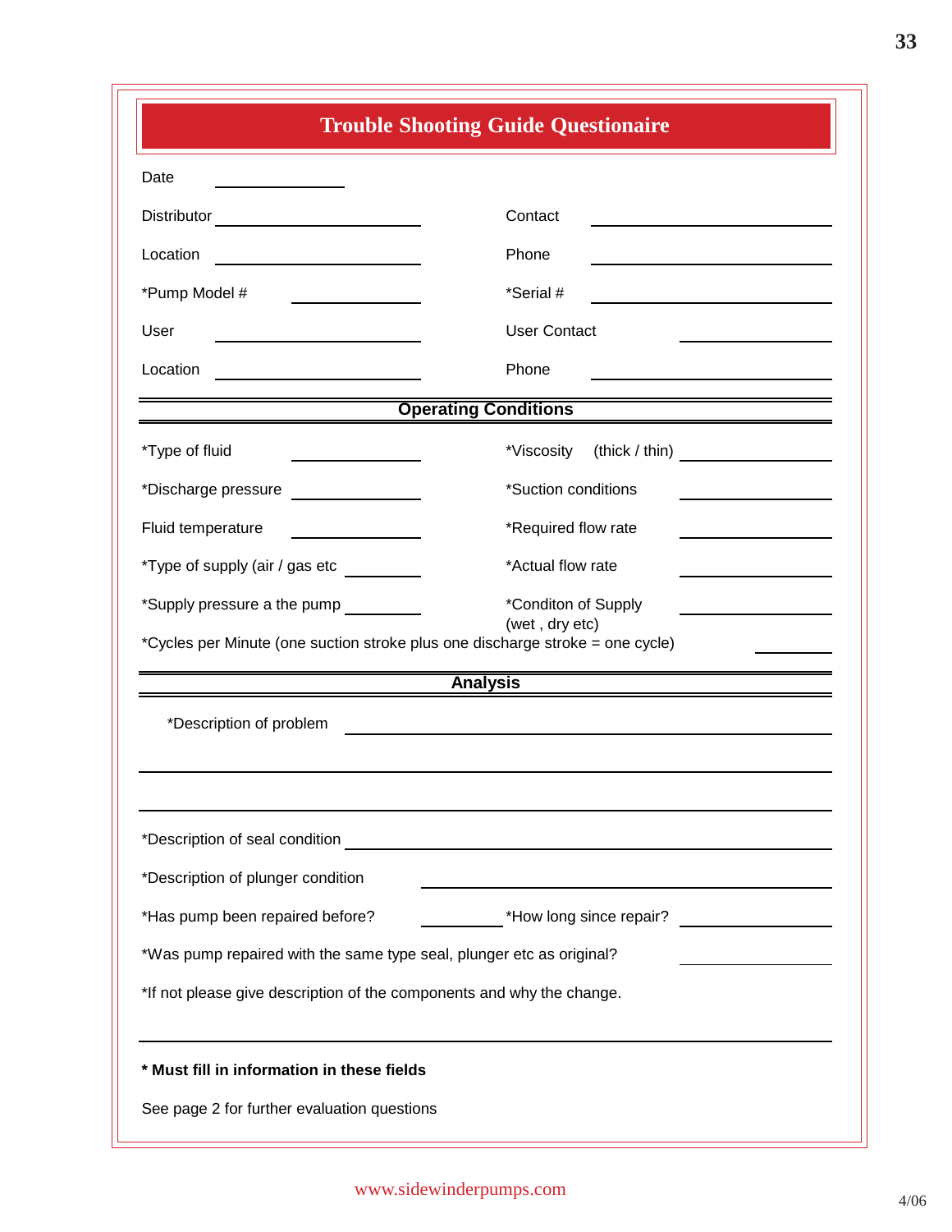# Trouble Shooting Guide Questionaire

Date ______________

| | | | |
|---|---|---|---|
| Distributor | ______________ | Contact | ______________ |
| Location | ______________ | Phone | ______________ |
| *Pump Model # | ______________ | *Serial # | ______________ |
| User | ______________ | User Contact | ______________ |
| Location | ______________ | Phone | ______________ |

## Operating Conditions

| | | | |
|---|---|---|---|
| *Type of fluid | ______________ | *Viscosity (thick / thin) | ______________ |
| *Discharge pressure | ______________ | *Suction conditions | ______________ |
| Fluid temperature | ______________ | *Required flow rate | ______________ |
| *Type of supply (air / gas etc | ______________ | *Actual flow rate | ______________ |
| *Supply pressure a the pump | ______________ | *Conditon of Supply (wet , dry etc) | ______________ |

*Cycles per Minute (one suction stroke plus one discharge stroke = one cycle) ______________

## Analysis

*Description of problem ______________________________________________

______________________________________________

______________________________________________

*Description of seal condition ______________________________________________

*Description of plunger condition ______________________________________________

*Has pump been repaired before? ______________ *How long since repair? ______________

*Was pump repaired with the same type seal, plunger etc as original? ______________

*If not please give description of the components and why the change.

______________________________________________

**\* Must fill in information in these fields**

See page 2 for further evaluation questions

www.sidewinderpumps.com

4/06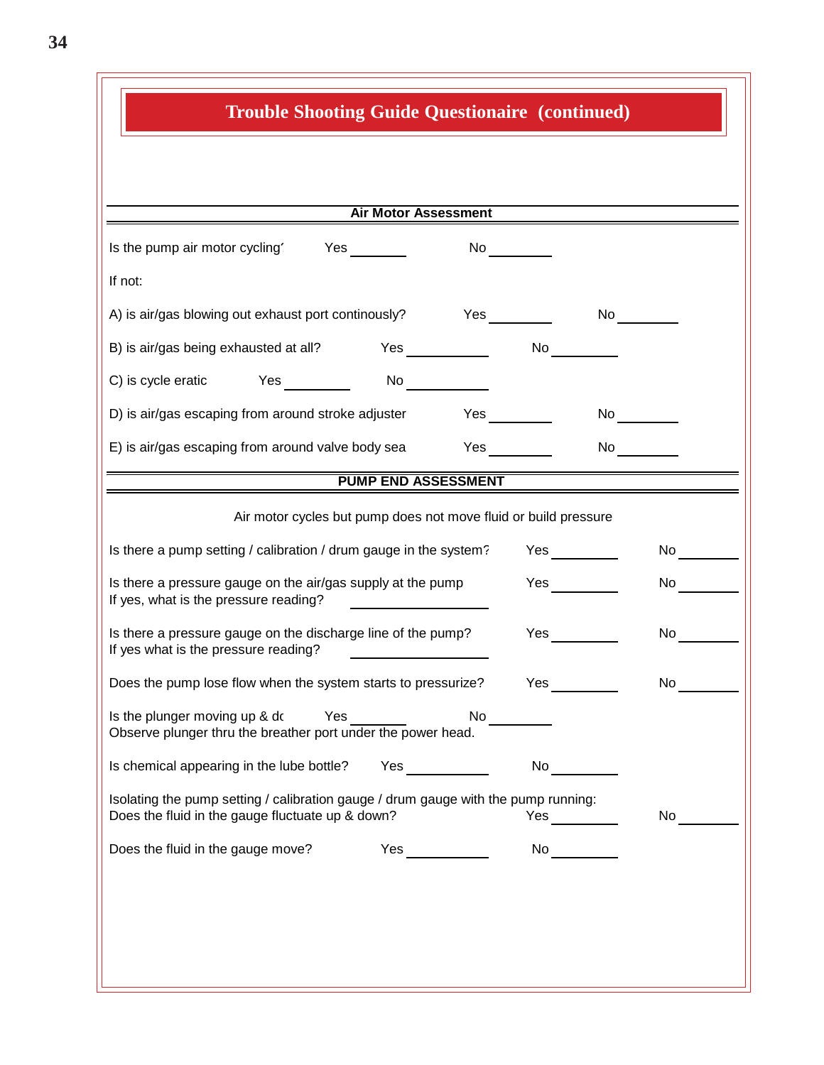# Trouble Shooting Guide Questionaire (continued)

## Air Motor Assessment

Is the pump air motor cycling' Yes ________ No ________

If not:

A) is air/gas blowing out exhaust port continously? Yes ________ No ________

B) is air/gas being exhausted at all? Yes ________ No ________

C) is cycle eratic Yes ________ No ________

D) is air/gas escaping from around stroke adjuster Yes ________ No ________

E) is air/gas escaping from around valve body sea Yes ________ No ________

## PUMP END ASSESSMENT

Air motor cycles but pump does not move fluid or build pressure

Is there a pump setting / calibration / drum gauge in the system? Yes ________ No ________

Is there a pressure gauge on the air/gas supply at the pump Yes ________ No ________
If yes, what is the pressure reading? ________

Is there a pressure gauge on the discharge line of the pump? Yes ________ No ________
If yes what is the pressure reading? ________

Does the pump lose flow when the system starts to pressurize? Yes ________ No ________

Is the plunger moving up & dc Yes ________ No ________
Observe plunger thru the breather port under the power head.

Is chemical appearing in the lube bottle? Yes ________ No ________

Isolating the pump setting / calibration gauge / drum gauge with the pump running:
Does the fluid in the gauge fluctuate up & down? Yes ________ No ________

Does the fluid in the gauge move? Yes ________ No ________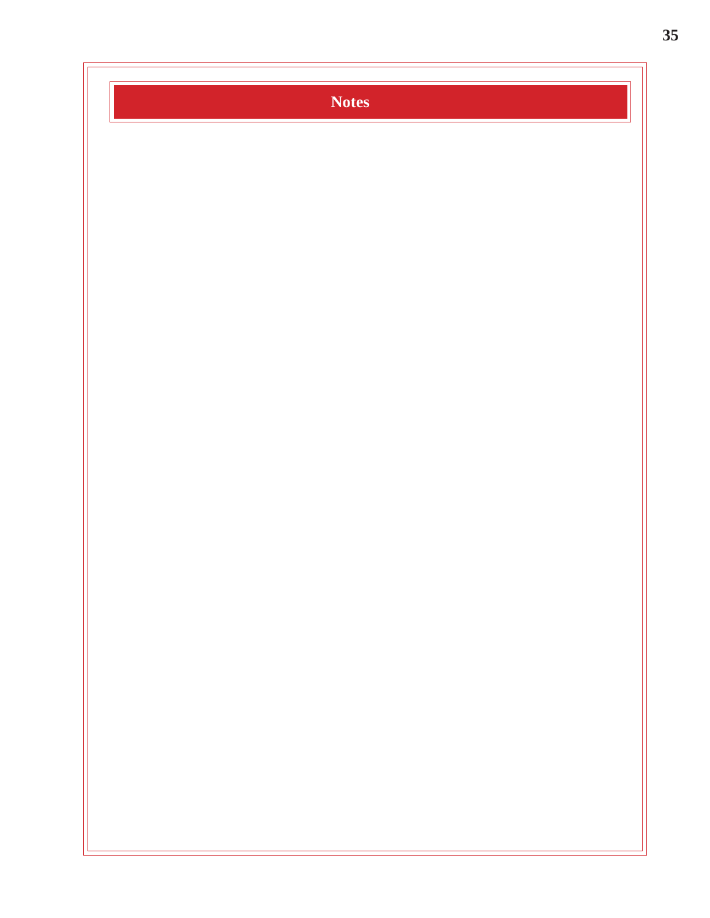# Notes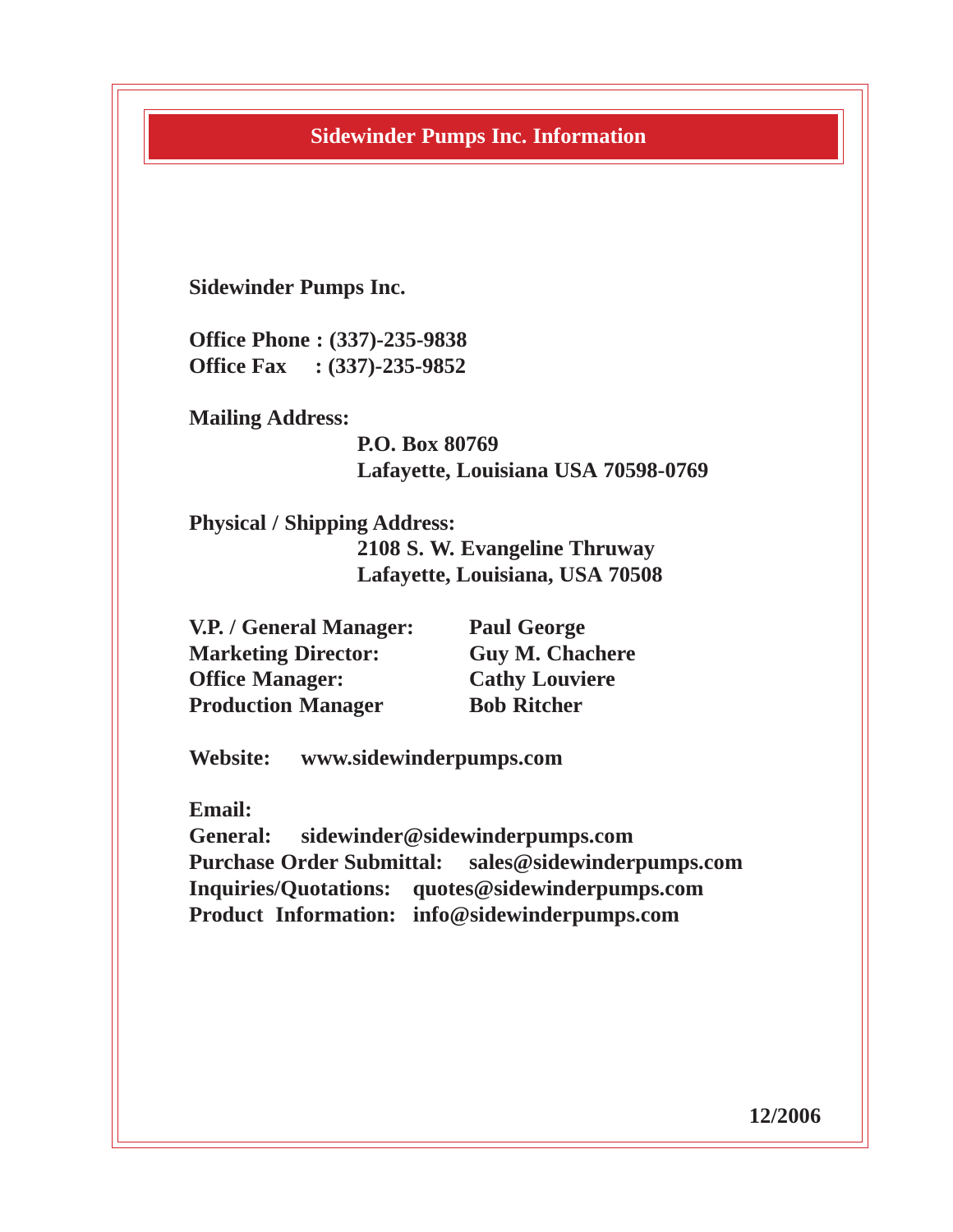# Sidewinder Pumps Inc. Information

**Sidewinder Pumps Inc.**

**Office Phone : (337)-235-9838**
**Office Fax : (337)-235-9852**

**Mailing Address:**

**P.O. Box 80769**
**Lafayette, Louisiana USA 70598-0769**

**Physical / Shipping Address:**

**2108 S. W. Evangeline Thruway**
**Lafayette, Louisiana, USA 70508**

| | |
|---|---|
| **V.P. / General Manager:** | **Paul George** |
| **Marketing Director:** | **Guy M. Chachere** |
| **Office Manager:** | **Cathy Louviere** |
| **Production Manager** | **Bob Ritcher** |

**Website: www.sidewinderpumps.com**

**Email:**
**General: sidewinder@sidewinderpumps.com**
**Purchase Order Submittal: sales@sidewinderpumps.com**
**Inquiries/Quotations: quotes@sidewinderpumps.com**
**Product Information: info@sidewinderpumps.com**

**12/2006**